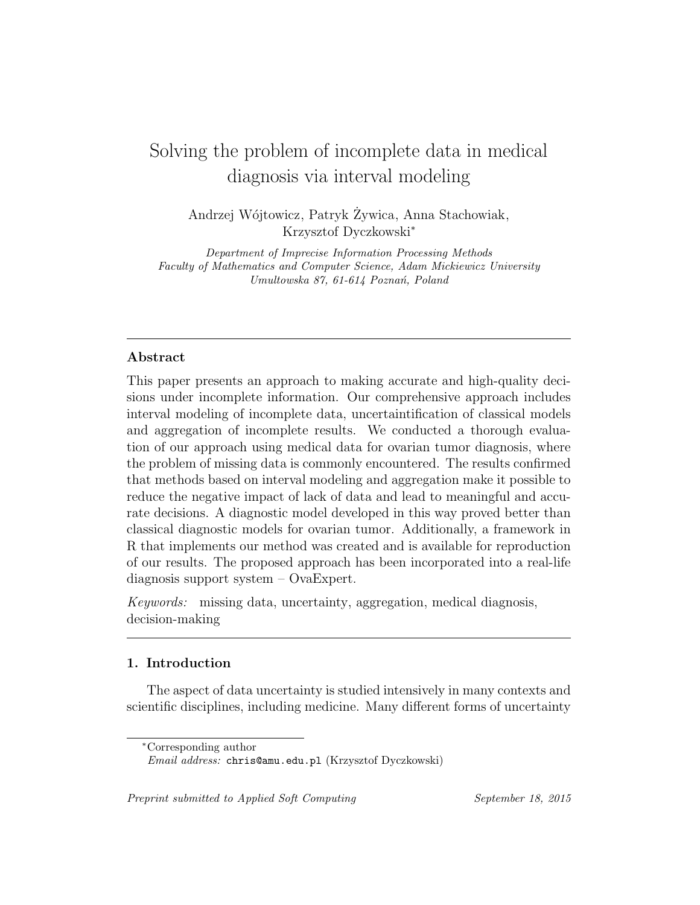# Solving the problem of incomplete data in medical diagnosis via interval modeling

Andrzej Wójtowicz, Patryk Żywica, Anna Stachowiak, Krzysztof Dyczkowski*

*Department of Imprecise Information Processing Methods*
*Faculty of Mathematics and Computer Science, Adam Mickiewicz University*
*Umultowska 87, 61-614 Poznań, Poland*

---

### Abstract

This paper presents an approach to making accurate and high-quality decisions under incomplete information. Our comprehensive approach includes interval modeling of incomplete data, uncertaintification of classical models and aggregation of incomplete results. We conducted a thorough evaluation of our approach using medical data for ovarian tumor diagnosis, where the problem of missing data is commonly encountered. The results confirmed that methods based on interval modeling and aggregation make it possible to reduce the negative impact of lack of data and lead to meaningful and accurate decisions. A diagnostic model developed in this way proved better than classical diagnostic models for ovarian tumor. Additionally, a framework in R that implements our method was created and is available for reproduction of our results. The proposed approach has been incorporated into a real-life diagnosis support system – OvaExpert.

*Keywords:* missing data, uncertainty, aggregation, medical diagnosis, decision-making

---

## 1. Introduction

The aspect of data uncertainty is studied intensively in many contexts and scientific disciplines, including medicine. Many different forms of uncertainty

---

*Corresponding author
*Email address:* chris@amu.edu.pl (Krzysztof Dyczkowski)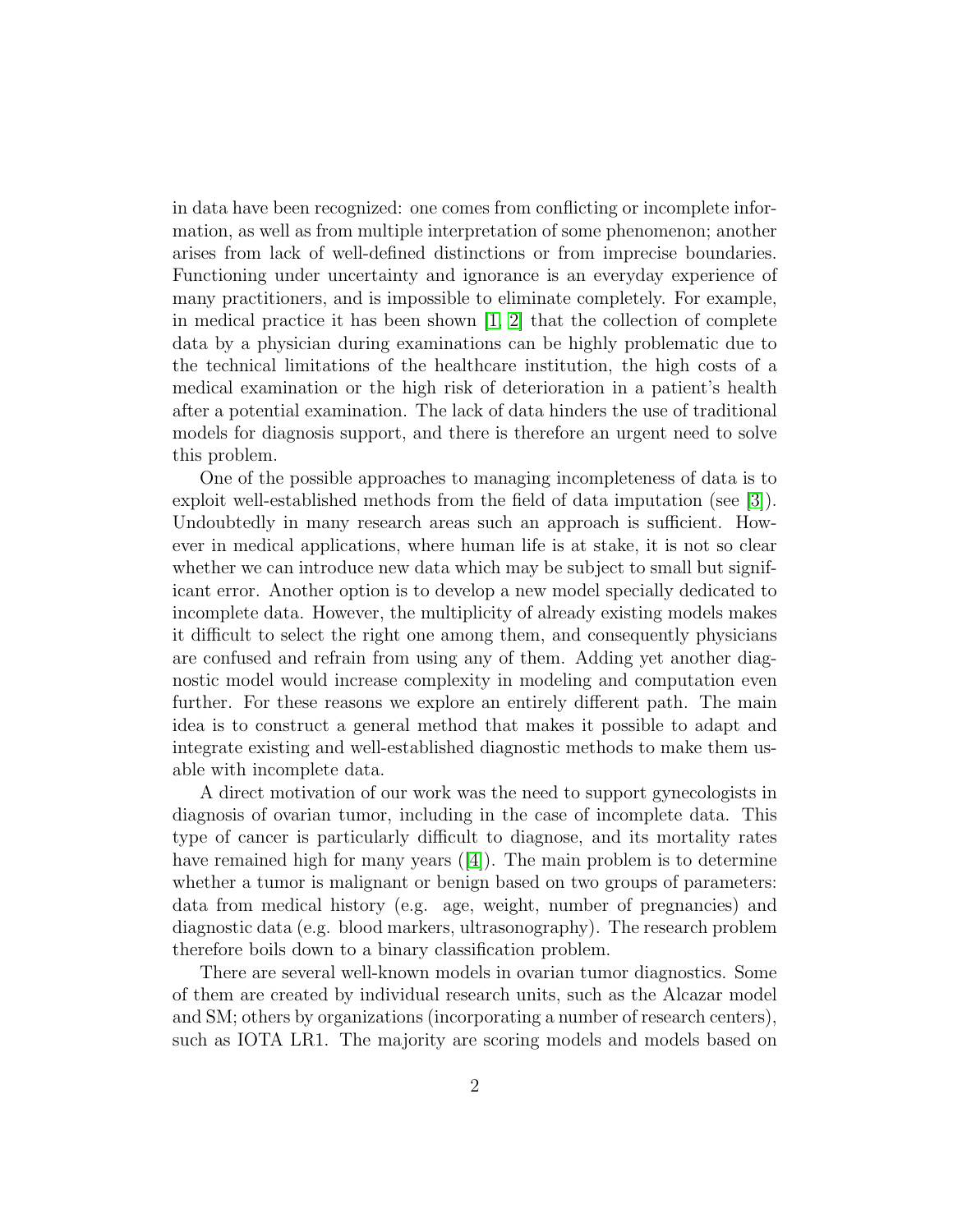in data have been recognized: one comes from conflicting or incomplete information, as well as from multiple interpretation of some phenomenon; another arises from lack of well-defined distinctions or from imprecise boundaries. Functioning under uncertainty and ignorance is an everyday experience of many practitioners, and is impossible to eliminate completely. For example, in medical practice it has been shown [1, 2] that the collection of complete data by a physician during examinations can be highly problematic due to the technical limitations of the healthcare institution, the high costs of a medical examination or the high risk of deterioration in a patient's health after a potential examination. The lack of data hinders the use of traditional models for diagnosis support, and there is therefore an urgent need to solve this problem.

One of the possible approaches to managing incompleteness of data is to exploit well-established methods from the field of data imputation (see [3]). Undoubtedly in many research areas such an approach is sufficient. However in medical applications, where human life is at stake, it is not so clear whether we can introduce new data which may be subject to small but significant error. Another option is to develop a new model specially dedicated to incomplete data. However, the multiplicity of already existing models makes it difficult to select the right one among them, and consequently physicians are confused and refrain from using any of them. Adding yet another diagnostic model would increase complexity in modeling and computation even further. For these reasons we explore an entirely different path. The main idea is to construct a general method that makes it possible to adapt and integrate existing and well-established diagnostic methods to make them usable with incomplete data.

A direct motivation of our work was the need to support gynecologists in diagnosis of ovarian tumor, including in the case of incomplete data. This type of cancer is particularly difficult to diagnose, and its mortality rates have remained high for many years ([4]). The main problem is to determine whether a tumor is malignant or benign based on two groups of parameters: data from medical history (e.g. age, weight, number of pregnancies) and diagnostic data (e.g. blood markers, ultrasonography). The research problem therefore boils down to a binary classification problem.

There are several well-known models in ovarian tumor diagnostics. Some of them are created by individual research units, such as the Alcazar model and SM; others by organizations (incorporating a number of research centers), such as IOTA LR1. The majority are scoring models and models based on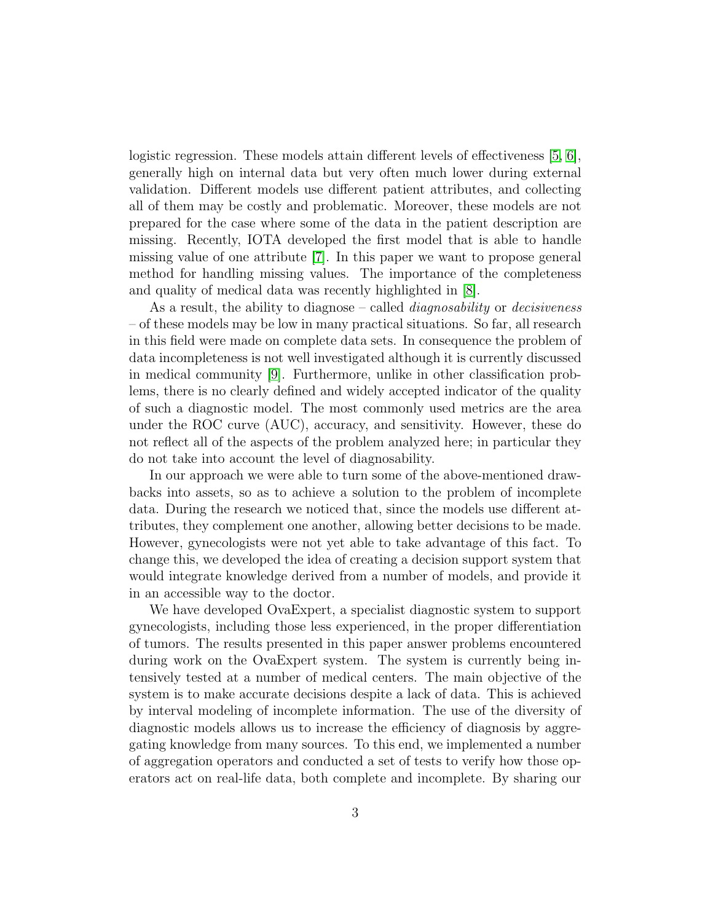logistic regression. These models attain different levels of effectiveness [5, 6], generally high on internal data but very often much lower during external validation. Different models use different patient attributes, and collecting all of them may be costly and problematic. Moreover, these models are not prepared for the case where some of the data in the patient description are missing. Recently, IOTA developed the first model that is able to handle missing value of one attribute [7]. In this paper we want to propose general method for handling missing values. The importance of the completeness and quality of medical data was recently highlighted in [8].

As a result, the ability to diagnose – called *diagnosability* or *decisiveness* – of these models may be low in many practical situations. So far, all research in this field were made on complete data sets. In consequence the problem of data incompleteness is not well investigated although it is currently discussed in medical community [9]. Furthermore, unlike in other classification problems, there is no clearly defined and widely accepted indicator of the quality of such a diagnostic model. The most commonly used metrics are the area under the ROC curve (AUC), accuracy, and sensitivity. However, these do not reflect all of the aspects of the problem analyzed here; in particular they do not take into account the level of diagnosability.

In our approach we were able to turn some of the above-mentioned drawbacks into assets, so as to achieve a solution to the problem of incomplete data. During the research we noticed that, since the models use different attributes, they complement one another, allowing better decisions to be made. However, gynecologists were not yet able to take advantage of this fact. To change this, we developed the idea of creating a decision support system that would integrate knowledge derived from a number of models, and provide it in an accessible way to the doctor.

We have developed OvaExpert, a specialist diagnostic system to support gynecologists, including those less experienced, in the proper differentiation of tumors. The results presented in this paper answer problems encountered during work on the OvaExpert system. The system is currently being intensively tested at a number of medical centers. The main objective of the system is to make accurate decisions despite a lack of data. This is achieved by interval modeling of incomplete information. The use of the diversity of diagnostic models allows us to increase the efficiency of diagnosis by aggregating knowledge from many sources. To this end, we implemented a number of aggregation operators and conducted a set of tests to verify how those operators act on real-life data, both complete and incomplete. By sharing our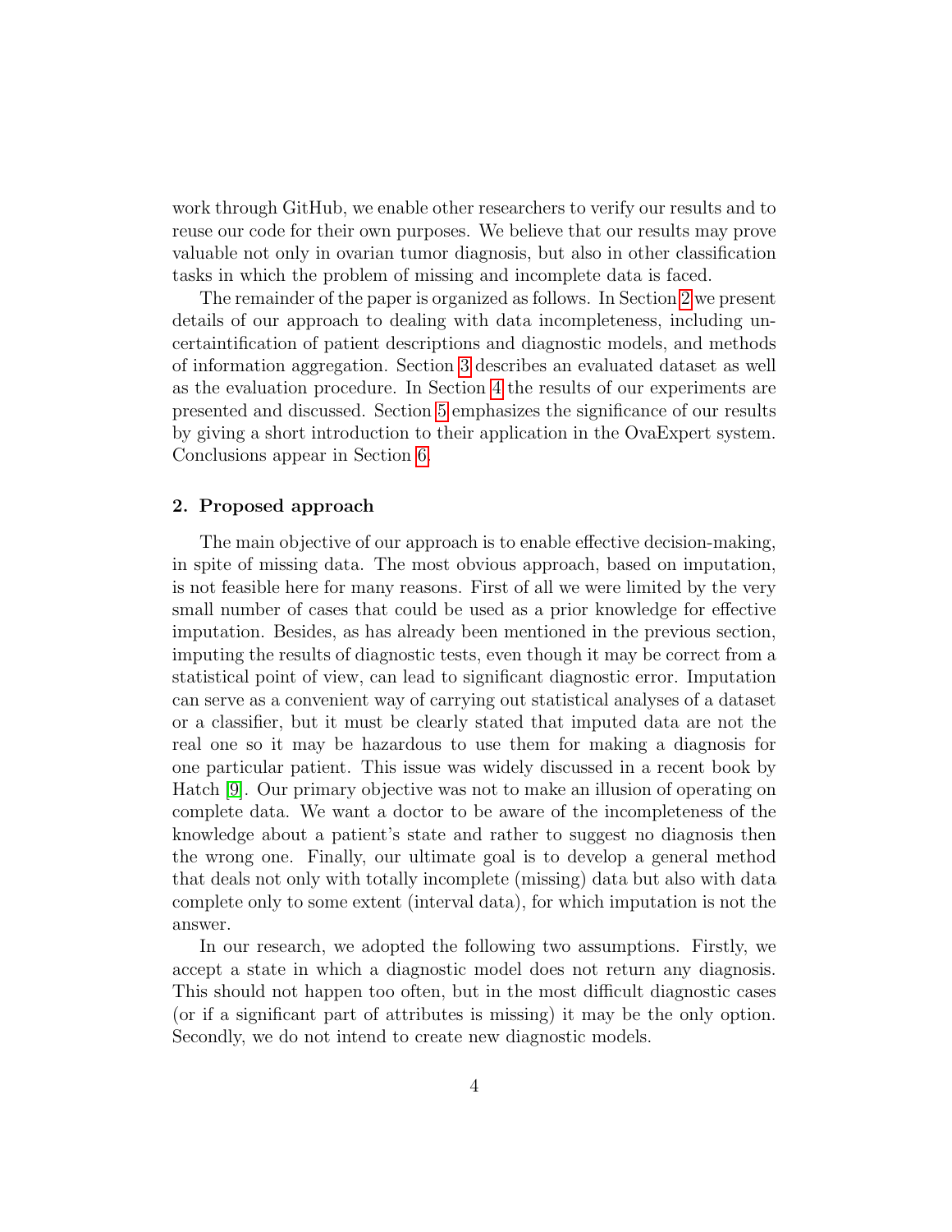work through GitHub, we enable other researchers to verify our results and to reuse our code for their own purposes. We believe that our results may prove valuable not only in ovarian tumor diagnosis, but also in other classification tasks in which the problem of missing and incomplete data is faced.

The remainder of the paper is organized as follows. In Section 2 we present details of our approach to dealing with data incompleteness, including uncertaintification of patient descriptions and diagnostic models, and methods of information aggregation. Section 3 describes an evaluated dataset as well as the evaluation procedure. In Section 4 the results of our experiments are presented and discussed. Section 5 emphasizes the significance of our results by giving a short introduction to their application in the OvaExpert system. Conclusions appear in Section 6.

## 2. Proposed approach

The main objective of our approach is to enable effective decision-making, in spite of missing data. The most obvious approach, based on imputation, is not feasible here for many reasons. First of all we were limited by the very small number of cases that could be used as a prior knowledge for effective imputation. Besides, as has already been mentioned in the previous section, imputing the results of diagnostic tests, even though it may be correct from a statistical point of view, can lead to significant diagnostic error. Imputation can serve as a convenient way of carrying out statistical analyses of a dataset or a classifier, but it must be clearly stated that imputed data are not the real one so it may be hazardous to use them for making a diagnosis for one particular patient. This issue was widely discussed in a recent book by Hatch [9]. Our primary objective was not to make an illusion of operating on complete data. We want a doctor to be aware of the incompleteness of the knowledge about a patient's state and rather to suggest no diagnosis then the wrong one. Finally, our ultimate goal is to develop a general method that deals not only with totally incomplete (missing) data but also with data complete only to some extent (interval data), for which imputation is not the answer.

In our research, we adopted the following two assumptions. Firstly, we accept a state in which a diagnostic model does not return any diagnosis. This should not happen too often, but in the most difficult diagnostic cases (or if a significant part of attributes is missing) it may be the only option. Secondly, we do not intend to create new diagnostic models.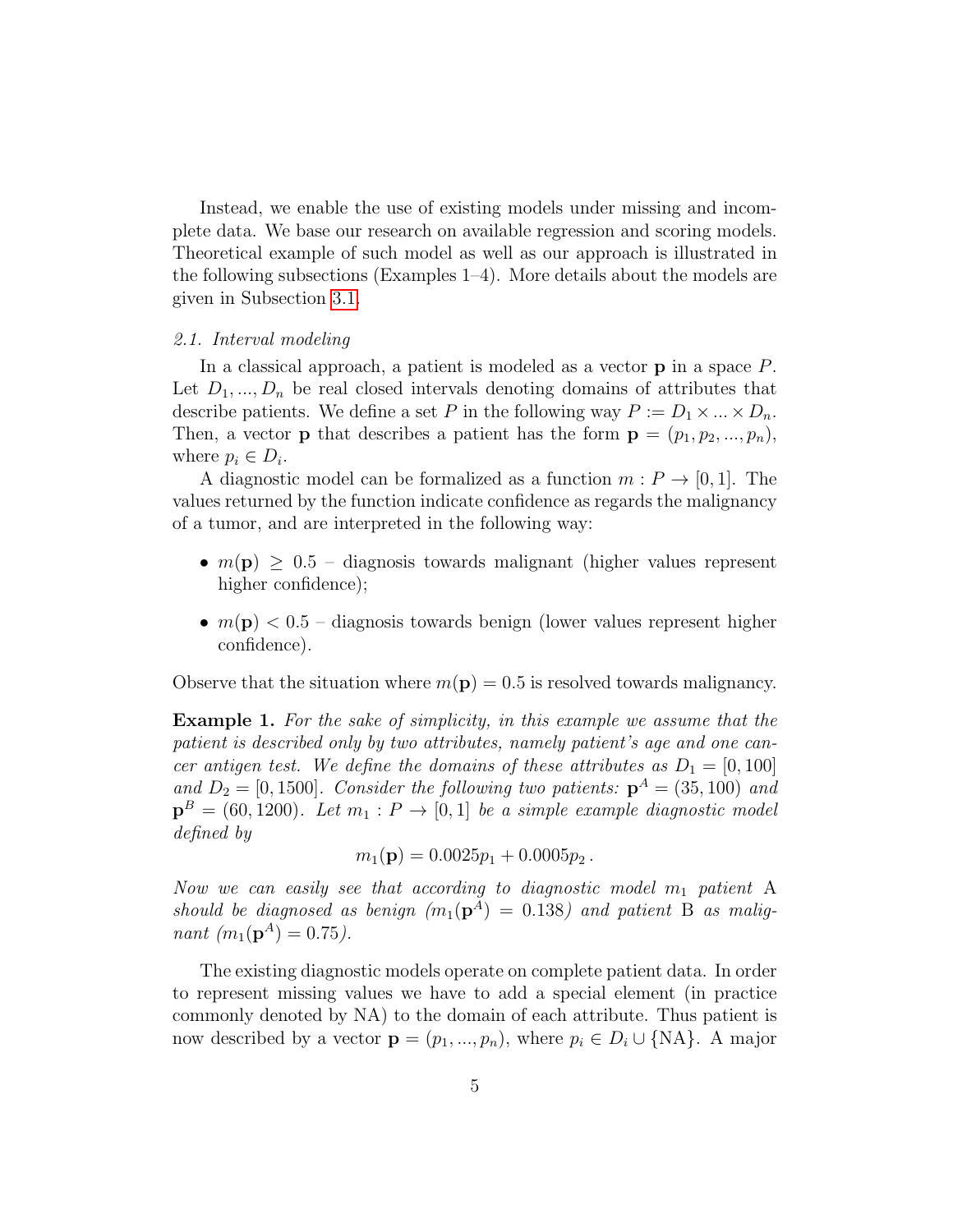Instead, we enable the use of existing models under missing and incomplete data. We base our research on available regression and scoring models. Theoretical example of such model as well as our approach is illustrated in the following subsections (Examples 1–4). More details about the models are given in Subsection 3.1.

### 2.1. Interval modeling

In a classical approach, a patient is modeled as a vector $\mathbf{p}$ in a space $P$. Let $D_1, ..., D_n$ be real closed intervals denoting domains of attributes that describe patients. We define a set $P$ in the following way $P := D_1 \times ... \times D_n$. Then, a vector $\mathbf{p}$ that describes a patient has the form $\mathbf{p} = (p_1, p_2, ..., p_n)$, where $p_i \in D_i$.

A diagnostic model can be formalized as a function $m : P \to [0, 1]$. The values returned by the function indicate confidence as regards the malignancy of a tumor, and are interpreted in the following way:

- $m(\mathbf{p}) \geq 0.5$ – diagnosis towards malignant (higher values represent higher confidence);
- $m(\mathbf{p}) < 0.5$ – diagnosis towards benign (lower values represent higher confidence).

Observe that the situation where $m(\mathbf{p}) = 0.5$ is resolved towards malignancy.

**Example 1.** *For the sake of simplicity, in this example we assume that the patient is described only by two attributes, namely patient's age and one cancer antigen test. We define the domains of these attributes as $D_1 = [0, 100]$ and $D_2 = [0, 1500]$. Consider the following two patients: $\mathbf{p}^A = (35, 100)$ and $\mathbf{p}^B = (60, 1200)$. Let $m_1 : P \to [0, 1]$ be a simple example diagnostic model defined by*

$$m_1(\mathbf{p}) = 0.0025p_1 + 0.0005p_2 \,.$$

*Now we can easily see that according to diagnostic model $m_1$ patient A should be diagnosed as benign ($m_1(\mathbf{p}^A) = 0.138$) and patient B as malignant ($m_1(\mathbf{p}^A) = 0.75$).*

The existing diagnostic models operate on complete patient data. In order to represent missing values we have to add a special element (in practice commonly denoted by NA) to the domain of each attribute. Thus patient is now described by a vector $\mathbf{p} = (p_1, ..., p_n)$, where $p_i \in D_i \cup \{\text{NA}\}$. A major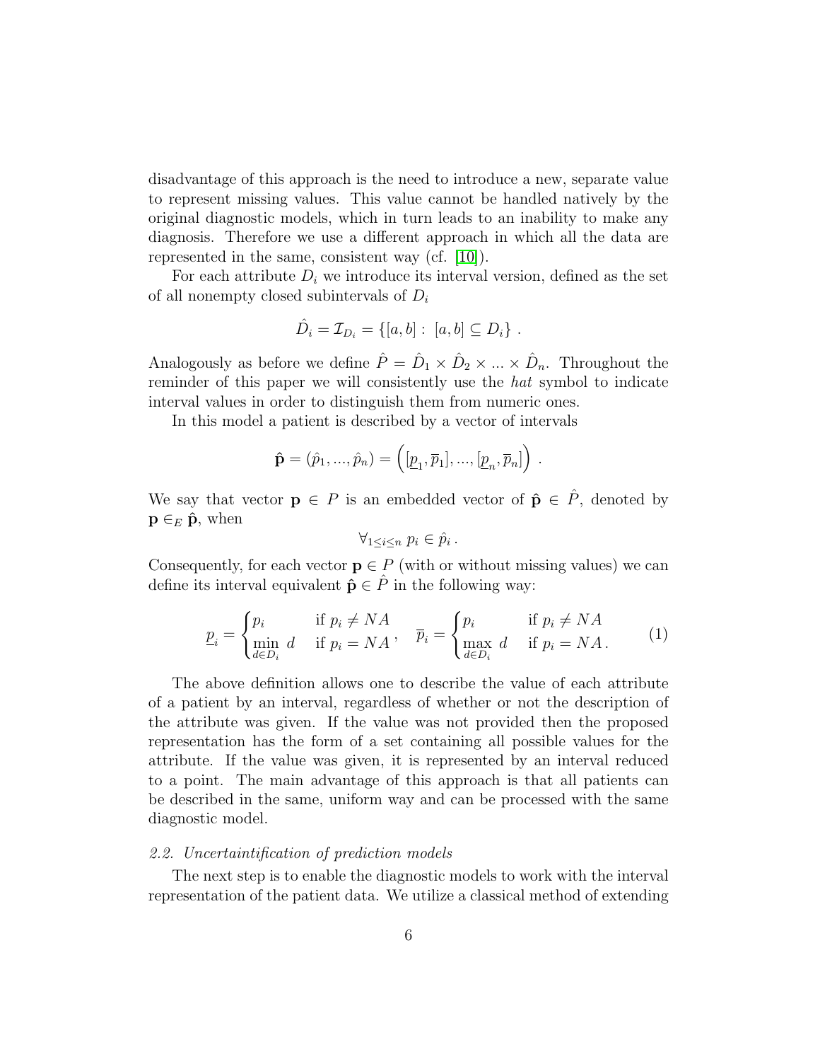disadvantage of this approach is the need to introduce a new, separate value to represent missing values. This value cannot be handled natively by the original diagnostic models, which in turn leads to an inability to make any diagnosis. Therefore we use a different approach in which all the data are represented in the same, consistent way (cf. [10]).

For each attribute $D_i$ we introduce its interval version, defined as the set of all nonempty closed subintervals of $D_i$

$$\hat{D}_i = \mathcal{I}_{D_i} = \{[a,b] : \ [a,b] \subseteq D_i\} \ .$$

Analogously as before we define $\hat{P} = \hat{D}_1 \times \hat{D}_2 \times ... \times \hat{D}_n$. Throughout the reminder of this paper we will consistently use the *hat* symbol to indicate interval values in order to distinguish them from numeric ones.

In this model a patient is described by a vector of intervals

$$\hat{\mathbf{p}} = (\hat{p}_1, ..., \hat{p}_n) = \left([\underline{p}_1, \overline{p}_1], ..., [\underline{p}_n, \overline{p}_n]\right) \ .$$

We say that vector $\mathbf{p} \in P$ is an embedded vector of $\hat{\mathbf{p}} \in \hat{P}$, denoted by $\mathbf{p} \in_E \hat{\mathbf{p}}$, when

$$\forall_{1 \leq i \leq n} \ p_i \in \hat{p}_i \ .$$

Consequently, for each vector $\mathbf{p} \in P$ (with or without missing values) we can define its interval equivalent $\hat{\mathbf{p}} \in \hat{P}$ in the following way:

$$\underline{p}_i = \begin{cases} p_i & \text{if } p_i \neq NA \\ \min\limits_{d \in D_i} d & \text{if } p_i = NA \end{cases}, \quad \overline{p}_i = \begin{cases} p_i & \text{if } p_i \neq NA \\ \max\limits_{d \in D_i} d & \text{if } p_i = NA \, . \end{cases} \tag{1}$$

The above definition allows one to describe the value of each attribute of a patient by an interval, regardless of whether or not the description of the attribute was given. If the value was not provided then the proposed representation has the form of a set containing all possible values for the attribute. If the value was given, it is represented by an interval reduced to a point. The main advantage of this approach is that all patients can be described in the same, uniform way and can be processed with the same diagnostic model.

### 2.2. Uncertaintification of prediction models

The next step is to enable the diagnostic models to work with the interval representation of the patient data. We utilize a classical method of extending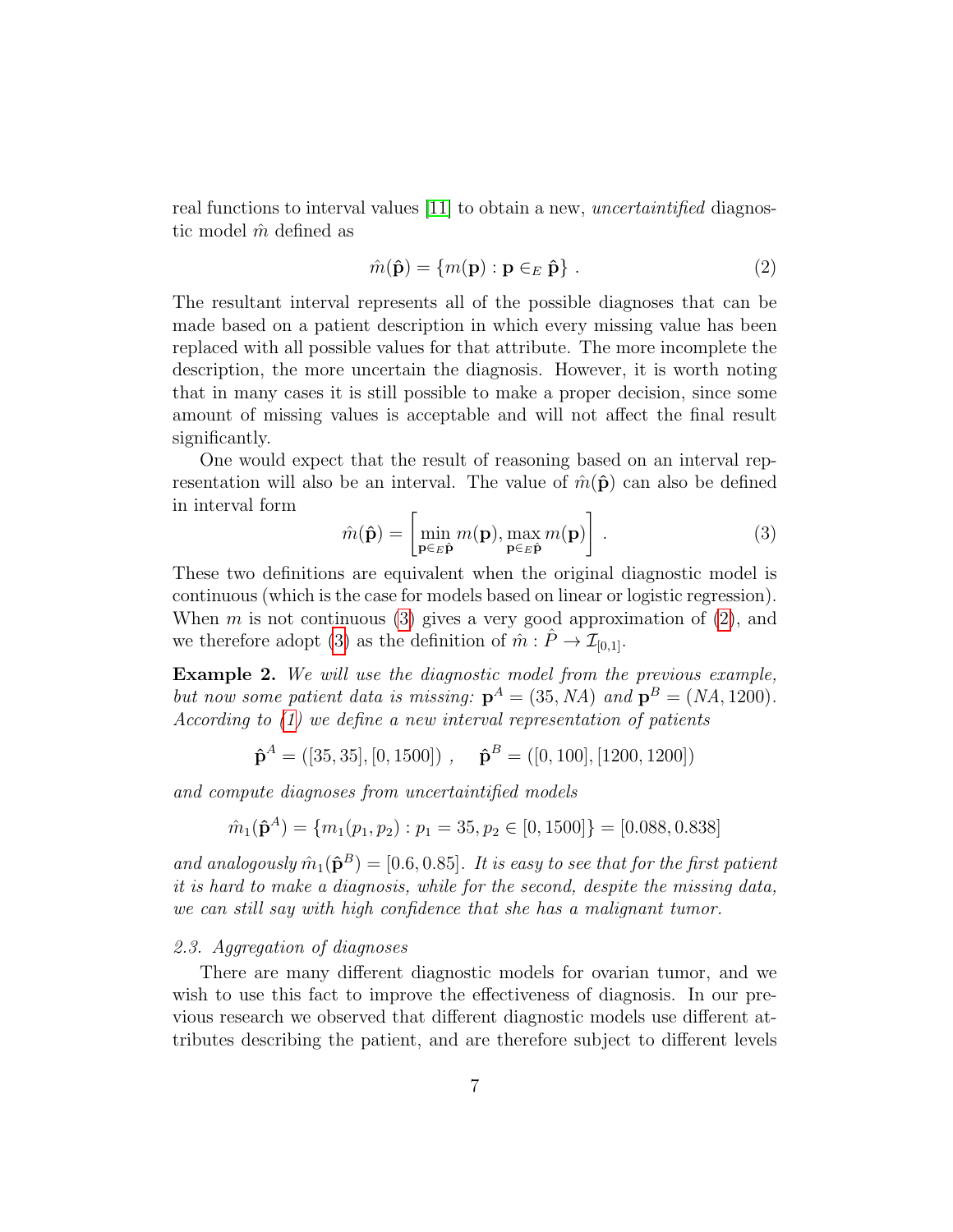real functions to interval values [11] to obtain a new, *uncertaintified* diagnostic model $\hat{m}$ defined as

$$\hat{m}(\hat{\mathbf{p}}) = \{m(\mathbf{p}) : \mathbf{p} \in_E \hat{\mathbf{p}}\} \; . \tag{2}$$

The resultant interval represents all of the possible diagnoses that can be made based on a patient description in which every missing value has been replaced with all possible values for that attribute. The more incomplete the description, the more uncertain the diagnosis. However, it is worth noting that in many cases it is still possible to make a proper decision, since some amount of missing values is acceptable and will not affect the final result significantly.

One would expect that the result of reasoning based on an interval representation will also be an interval. The value of $\hat{m}(\hat{\mathbf{p}})$ can also be defined in interval form

$$\hat{m}(\hat{\mathbf{p}}) = \left[ \min_{\mathbf{p} \in_E \hat{\mathbf{p}}} m(\mathbf{p}), \max_{\mathbf{p} \in_E \hat{\mathbf{p}}} m(\mathbf{p}) \right] \; . \tag{3}$$

These two definitions are equivalent when the original diagnostic model is continuous (which is the case for models based on linear or logistic regression). When $m$ is not continuous (3) gives a very good approximation of (2), and we therefore adopt (3) as the definition of $\hat{m} : \hat{P} \to \mathcal{I}_{[0,1]}$.

**Example 2.** *We will use the diagnostic model from the previous example, but now some patient data is missing:* $\mathbf{p}^A = (35, NA)$ *and* $\mathbf{p}^B = (NA, 1200)$*. According to (1) we define a new interval representation of patients*

$$\hat{\mathbf{p}}^A = ([35, 35], [0, 1500]) \; , \quad \hat{\mathbf{p}}^B = ([0, 100], [1200, 1200])$$

*and compute diagnoses from uncertaintified models*

$$\hat{m}_1(\hat{\mathbf{p}}^A) = \{m_1(p_1, p_2) : p_1 = 35, p_2 \in [0, 1500]\} = [0.088, 0.838]$$

*and analogously* $\hat{m}_1(\hat{\mathbf{p}}^B) = [0.6, 0.85]$*. It is easy to see that for the first patient it is hard to make a diagnosis, while for the second, despite the missing data, we can still say with high confidence that she has a malignant tumor.*

### *2.3. Aggregation of diagnoses*

There are many different diagnostic models for ovarian tumor, and we wish to use this fact to improve the effectiveness of diagnosis. In our previous research we observed that different diagnostic models use different attributes describing the patient, and are therefore subject to different levels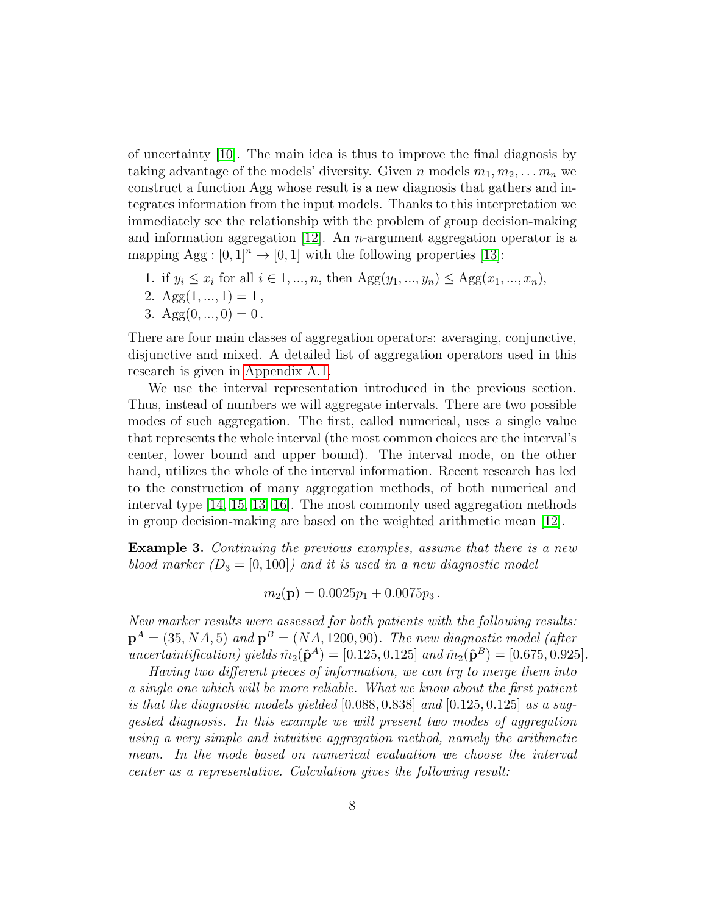of uncertainty [10]. The main idea is thus to improve the final diagnosis by taking advantage of the models' diversity. Given $n$ models $m_1, m_2, \ldots m_n$ we construct a function Agg whose result is a new diagnosis that gathers and integrates information from the input models. Thanks to this interpretation we immediately see the relationship with the problem of group decision-making and information aggregation [12]. An $n$-argument aggregation operator is a mapping $\mathrm{Agg} : [0,1]^n \to [0,1]$ with the following properties [13]:

1. if $y_i \leq x_i$ for all $i \in 1, ..., n$, then $\mathrm{Agg}(y_1, ..., y_n) \leq \mathrm{Agg}(x_1, ..., x_n)$,
2. $\mathrm{Agg}(1, ..., 1) = 1$ ,
3. $\mathrm{Agg}(0, ..., 0) = 0$ .

There are four main classes of aggregation operators: averaging, conjunctive, disjunctive and mixed. A detailed list of aggregation operators used in this research is given in Appendix A.1.

We use the interval representation introduced in the previous section. Thus, instead of numbers we will aggregate intervals. There are two possible modes of such aggregation. The first, called numerical, uses a single value that represents the whole interval (the most common choices are the interval's center, lower bound and upper bound). The interval mode, on the other hand, utilizes the whole of the interval information. Recent research has led to the construction of many aggregation methods, of both numerical and interval type [14, 15, 13, 16]. The most commonly used aggregation methods in group decision-making are based on the weighted arithmetic mean [12].

**Example 3.** *Continuing the previous examples, assume that there is a new blood marker ($D_3 = [0, 100]$) and it is used in a new diagnostic model*

$$m_2(\mathbf{p}) = 0.0025p_1 + 0.0075p_3 \, .$$

*New marker results were assessed for both patients with the following results: $\mathbf{p}^A = (35, NA, 5)$ and $\mathbf{p}^B = (NA, 1200, 90)$. The new diagnostic model (after uncertaintification) yields $\hat{m}_2(\hat{\mathbf{p}}^A) = [0.125, 0.125]$ and $\hat{m}_2(\hat{\mathbf{p}}^B) = [0.675, 0.925]$.*

*Having two different pieces of information, we can try to merge them into a single one which will be more reliable. What we know about the first patient is that the diagnostic models yielded $[0.088, 0.838]$ and $[0.125, 0.125]$ as a suggested diagnosis. In this example we will present two modes of aggregation using a very simple and intuitive aggregation method, namely the arithmetic mean. In the mode based on numerical evaluation we choose the interval center as a representative. Calculation gives the following result:*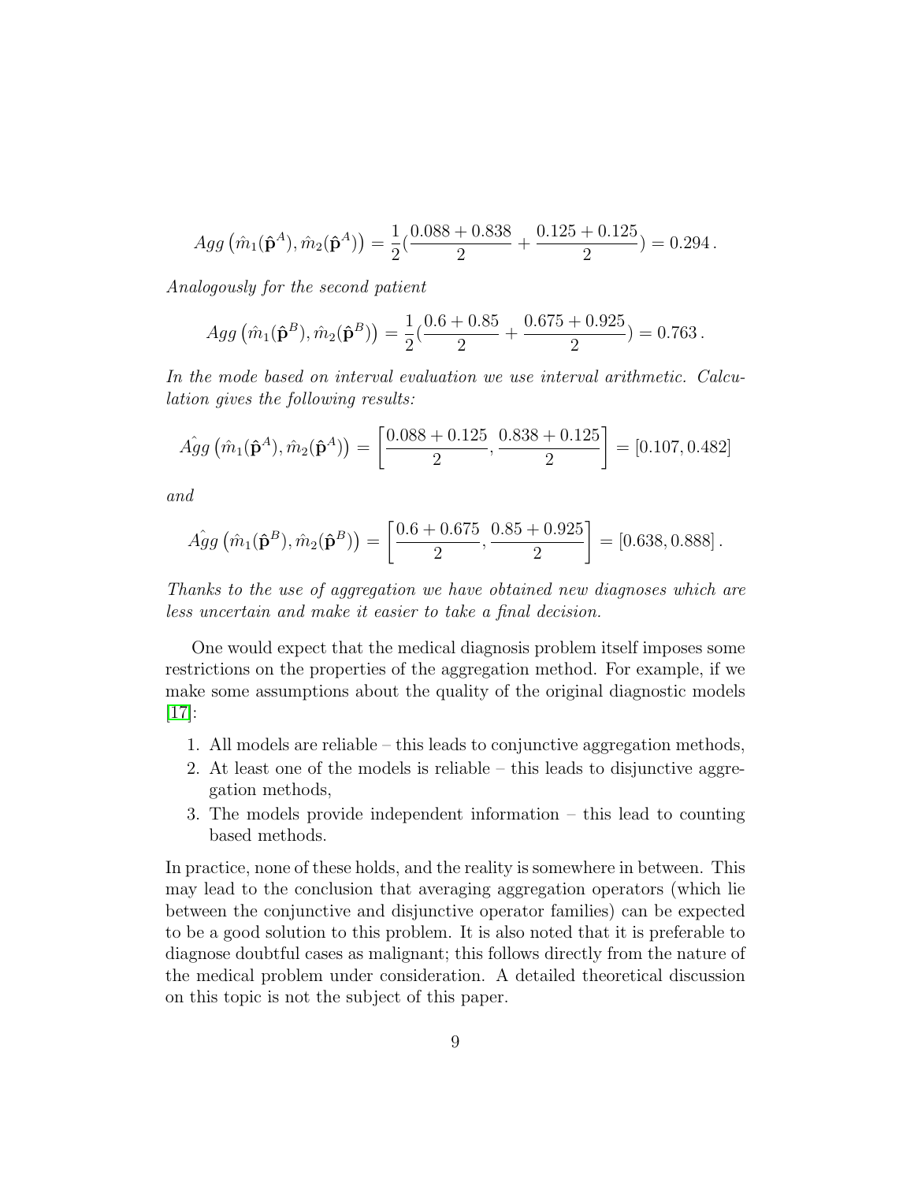$$Agg\left(\hat{m}_1(\hat{\mathbf{p}}^A), \hat{m}_2(\hat{\mathbf{p}}^A)\right) = \frac{1}{2}(\frac{0.088 + 0.838}{2} + \frac{0.125 + 0.125}{2}) = 0.294\,.$$

*Analogously for the second patient*

$$Agg\left(\hat{m}_1(\hat{\mathbf{p}}^B), \hat{m}_2(\hat{\mathbf{p}}^B)\right) = \frac{1}{2}(\frac{0.6 + 0.85}{2} + \frac{0.675 + 0.925}{2}) = 0.763\,.$$

*In the mode based on interval evaluation we use interval arithmetic. Calculation gives the following results:*

$$\hat{Agg}\left(\hat{m}_1(\hat{\mathbf{p}}^A), \hat{m}_2(\hat{\mathbf{p}}^A)\right) = \left[\frac{0.088 + 0.125}{2}, \frac{0.838 + 0.125}{2}\right] = [0.107, 0.482]$$

*and*

$$\hat{Agg}\left(\hat{m}_1(\hat{\mathbf{p}}^B), \hat{m}_2(\hat{\mathbf{p}}^B)\right) = \left[\frac{0.6 + 0.675}{2}, \frac{0.85 + 0.925}{2}\right] = [0.638, 0.888]\,.$$

*Thanks to the use of aggregation we have obtained new diagnoses which are less uncertain and make it easier to take a final decision.*

One would expect that the medical diagnosis problem itself imposes some restrictions on the properties of the aggregation method. For example, if we make some assumptions about the quality of the original diagnostic models [17]:

1. All models are reliable – this leads to conjunctive aggregation methods,
2. At least one of the models is reliable – this leads to disjunctive aggregation methods,
3. The models provide independent information – this lead to counting based methods.

In practice, none of these holds, and the reality is somewhere in between. This may lead to the conclusion that averaging aggregation operators (which lie between the conjunctive and disjunctive operator families) can be expected to be a good solution to this problem. It is also noted that it is preferable to diagnose doubtful cases as malignant; this follows directly from the nature of the medical problem under consideration. A detailed theoretical discussion on this topic is not the subject of this paper.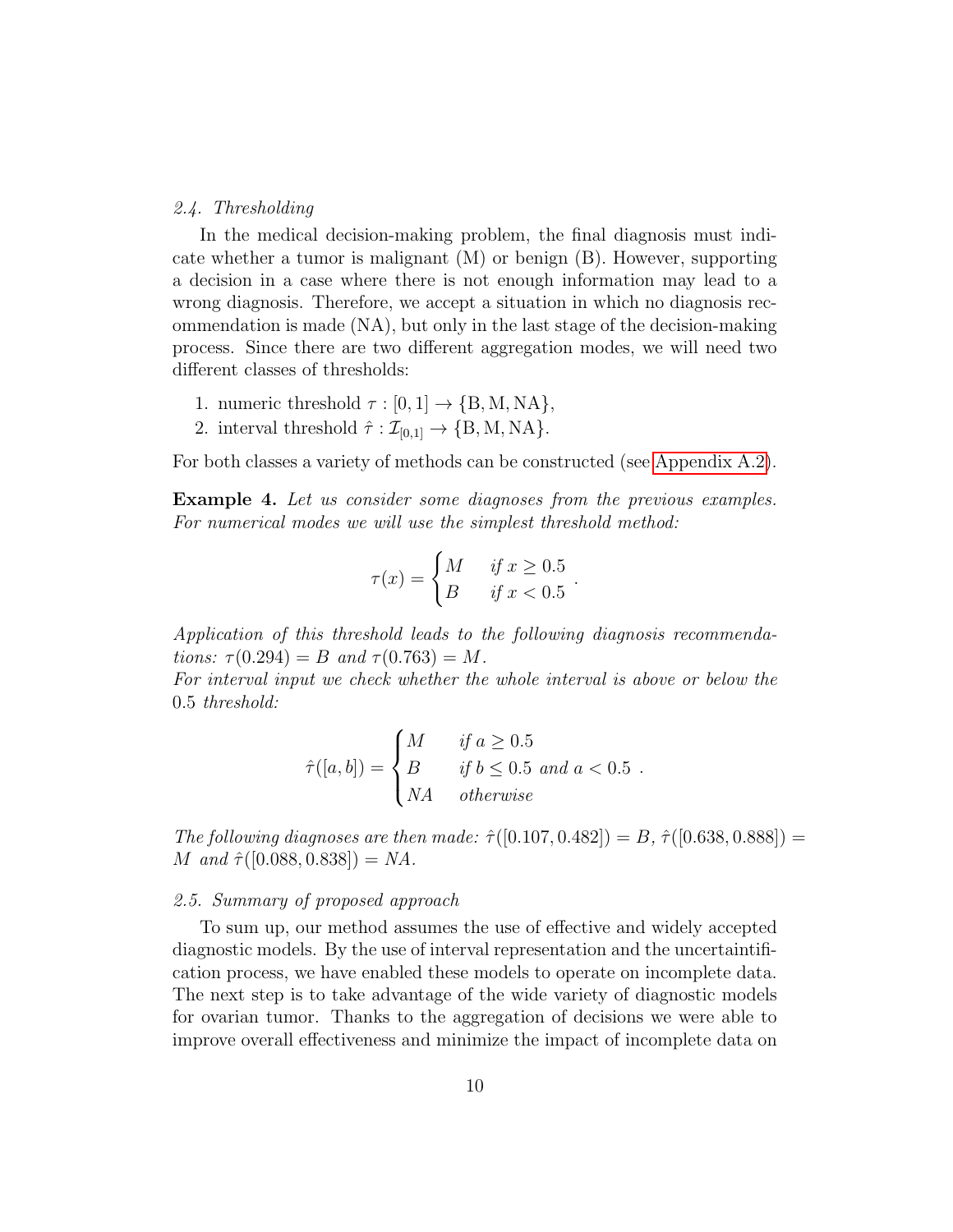### 2.4. Thresholding

In the medical decision-making problem, the final diagnosis must indicate whether a tumor is malignant (M) or benign (B). However, supporting a decision in a case where there is not enough information may lead to a wrong diagnosis. Therefore, we accept a situation in which no diagnosis recommendation is made (NA), but only in the last stage of the decision-making process. Since there are two different aggregation modes, we will need two different classes of thresholds:

1. numeric threshold $\tau : [0, 1] \to \{\mathrm{B}, \mathrm{M}, \mathrm{NA}\}$,
2. interval threshold $\hat{\tau} : \mathcal{I}_{[0,1]} \to \{\mathrm{B}, \mathrm{M}, \mathrm{NA}\}$.

For both classes a variety of methods can be constructed (see Appendix A.2).

**Example 4.** *Let us consider some diagnoses from the previous examples. For numerical modes we will use the simplest threshold method:*

$$\tau(x) = \begin{cases} M & \text{if } x \geq 0.5 \\ B & \text{if } x < 0.5 \end{cases}.$$

*Application of this threshold leads to the following diagnosis recommendations:* $\tau(0.294) = B$ *and* $\tau(0.763) = M$.
*For interval input we check whether the whole interval is above or below the* $0.5$ *threshold:*

$$\hat{\tau}([a, b]) = \begin{cases} M & \text{if } a \geq 0.5 \\ B & \text{if } b \leq 0.5 \text{ and } a < 0.5 \\ NA & \text{otherwise} \end{cases}.$$

*The following diagnoses are then made:* $\hat{\tau}([0.107, 0.482]) = B$, $\hat{\tau}([0.638, 0.888]) = M$ *and* $\hat{\tau}([0.088, 0.838]) = NA$.

### 2.5. Summary of proposed approach

To sum up, our method assumes the use of effective and widely accepted diagnostic models. By the use of interval representation and the uncertaintification process, we have enabled these models to operate on incomplete data. The next step is to take advantage of the wide variety of diagnostic models for ovarian tumor. Thanks to the aggregation of decisions we were able to improve overall effectiveness and minimize the impact of incomplete data on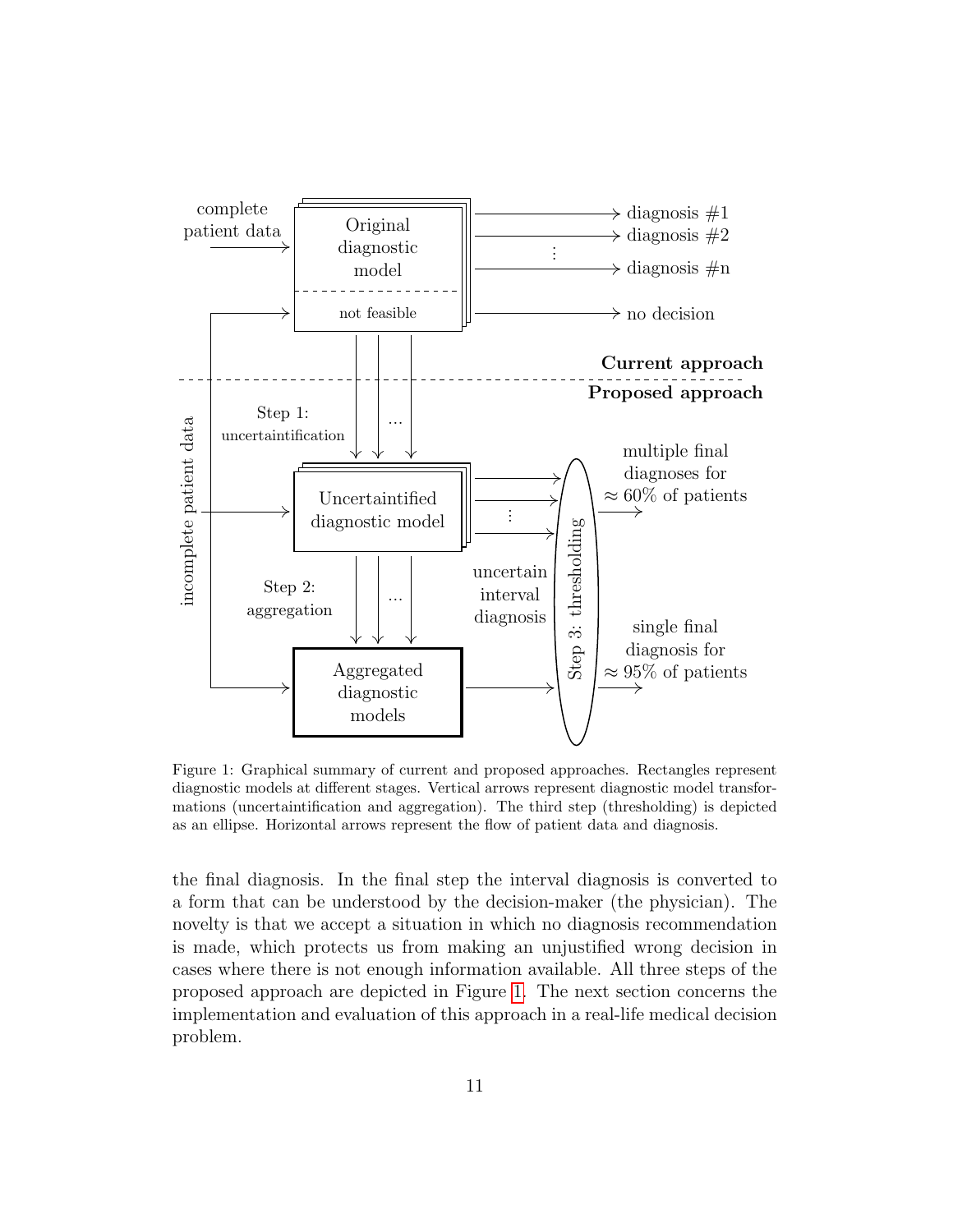Figure 1: Graphical summary of current and proposed approaches. Rectangles represent diagnostic models at different stages. Vertical arrows represent diagnostic model transformations (uncertaintification and aggregation). The third step (thresholding) is depicted as an ellipse. Horizontal arrows represent the flow of patient data and diagnosis.

the final diagnosis. In the final step the interval diagnosis is converted to a form that can be understood by the decision-maker (the physician). The novelty is that we accept a situation in which no diagnosis recommendation is made, which protects us from making an unjustified wrong decision in cases where there is not enough information available. All three steps of the proposed approach are depicted in Figure 1. The next section concerns the implementation and evaluation of this approach in a real-life medical decision problem.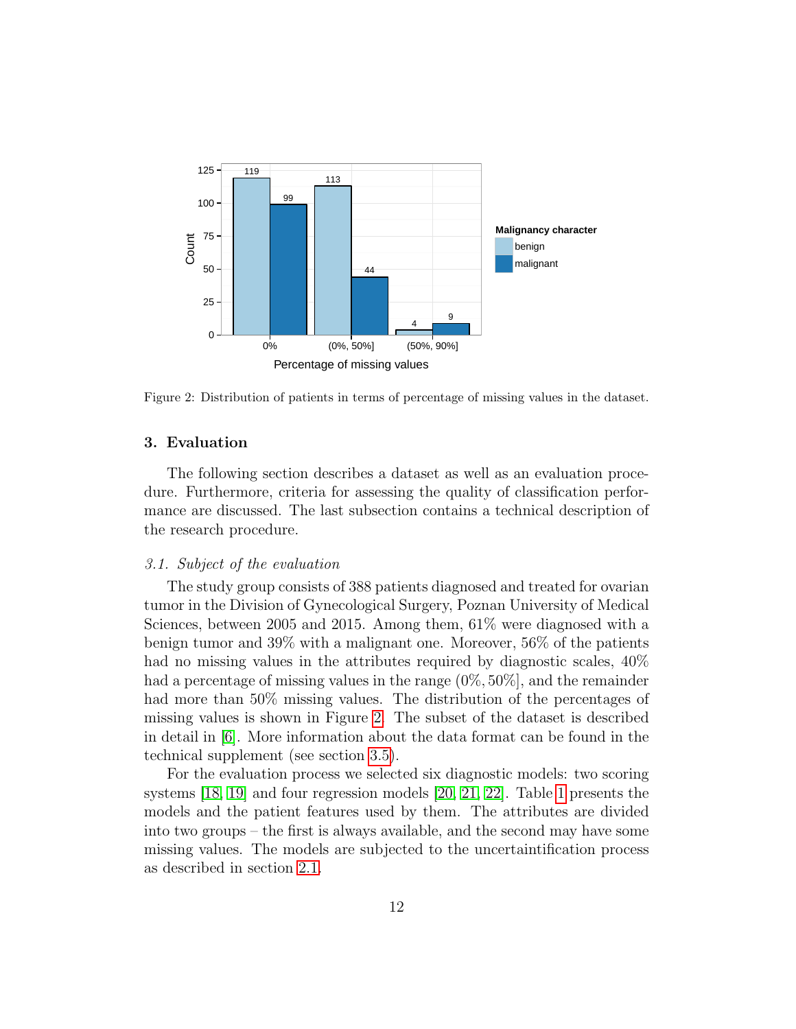Figure 2: Distribution of patients in terms of percentage of missing values in the dataset.

## 3. Evaluation

The following section describes a dataset as well as an evaluation procedure. Furthermore, criteria for assessing the quality of classification performance are discussed. The last subsection contains a technical description of the research procedure.

### *3.1. Subject of the evaluation*

The study group consists of 388 patients diagnosed and treated for ovarian tumor in the Division of Gynecological Surgery, Poznan University of Medical Sciences, between 2005 and 2015. Among them, 61% were diagnosed with a benign tumor and 39% with a malignant one. Moreover, 56% of the patients had no missing values in the attributes required by diagnostic scales, 40% had a percentage of missing values in the range $(0\%, 50\%]$, and the remainder had more than 50% missing values. The distribution of the percentages of missing values is shown in Figure 2. The subset of the dataset is described in detail in [6]. More information about the data format can be found in the technical supplement (see section 3.5).

For the evaluation process we selected six diagnostic models: two scoring systems [18, 19] and four regression models [20, 21, 22]. Table 1 presents the models and the patient features used by them. The attributes are divided into two groups – the first is always available, and the second may have some missing values. The models are subjected to the uncertaintification process as described in section 2.1.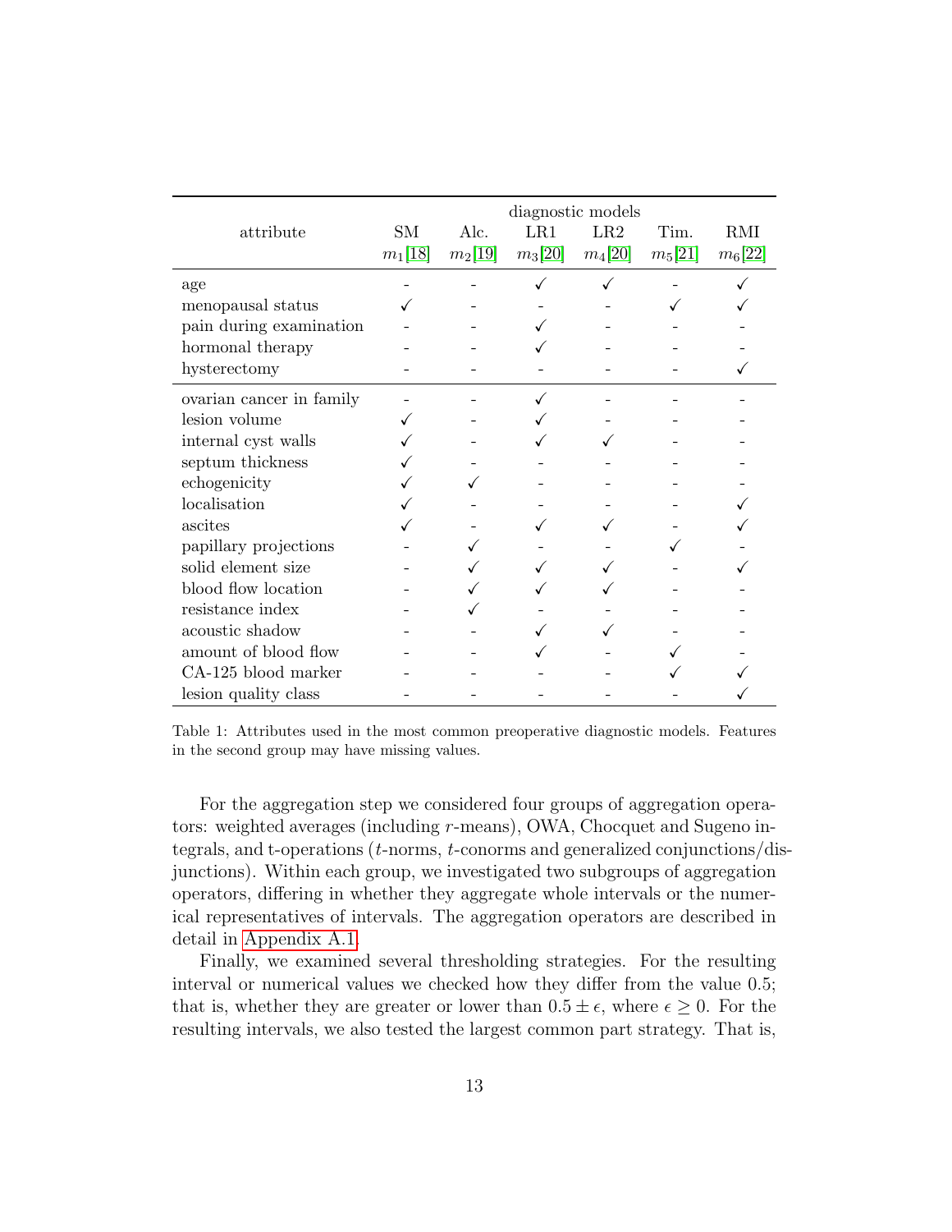| attribute | diagnostic models | | | | | |
|---|---|---|---|---|---|---|
| | SM | Alc. | LR1 | LR2 | Tim. | RMI |
| | $m_1$[18] | $m_2$[19] | $m_3$[20] | $m_4$[20] | $m_5$[21] | $m_6$[22] |
| age | - | - | ✓ | ✓ | - | ✓ |
| menopausal status | ✓ | - | - | - | ✓ | ✓ |
| pain during examination | - | - | ✓ | - | - | - |
| hormonal therapy | - | - | ✓ | - | - | - |
| hysterectomy | - | - | - | - | - | ✓ |
| ovarian cancer in family | - | - | ✓ | - | - | - |
| lesion volume | ✓ | - | ✓ | - | - | - |
| internal cyst walls | ✓ | - | ✓ | ✓ | - | - |
| septum thickness | ✓ | - | - | - | - | - |
| echogenicity | ✓ | ✓ | - | - | - | - |
| localisation | ✓ | - | - | - | - | ✓ |
| ascites | ✓ | - | ✓ | ✓ | - | ✓ |
| papillary projections | - | ✓ | - | - | ✓ | - |
| solid element size | - | ✓ | ✓ | ✓ | - | ✓ |
| blood flow location | - | ✓ | ✓ | ✓ | - | - |
| resistance index | - | ✓ | - | - | - | - |
| acoustic shadow | - | - | ✓ | ✓ | - | - |
| amount of blood flow | - | - | ✓ | - | ✓ | - |
| CA-125 blood marker | - | - | - | - | ✓ | ✓ |
| lesion quality class | - | - | - | - | - | ✓ |

Table 1: Attributes used in the most common preoperative diagnostic models. Features in the second group may have missing values.

For the aggregation step we considered four groups of aggregation operators: weighted averages (including $r$-means), OWA, Chocquet and Sugeno integrals, and t-operations ($t$-norms, $t$-conorms and generalized conjunctions/disjunctions). Within each group, we investigated two subgroups of aggregation operators, differing in whether they aggregate whole intervals or the numerical representatives of intervals. The aggregation operators are described in detail in Appendix A.1.

Finally, we examined several thresholding strategies. For the resulting interval or numerical values we checked how they differ from the value 0.5; that is, whether they are greater or lower than $0.5 \pm \epsilon$, where $\epsilon \geq 0$. For the resulting intervals, we also tested the largest common part strategy. That is,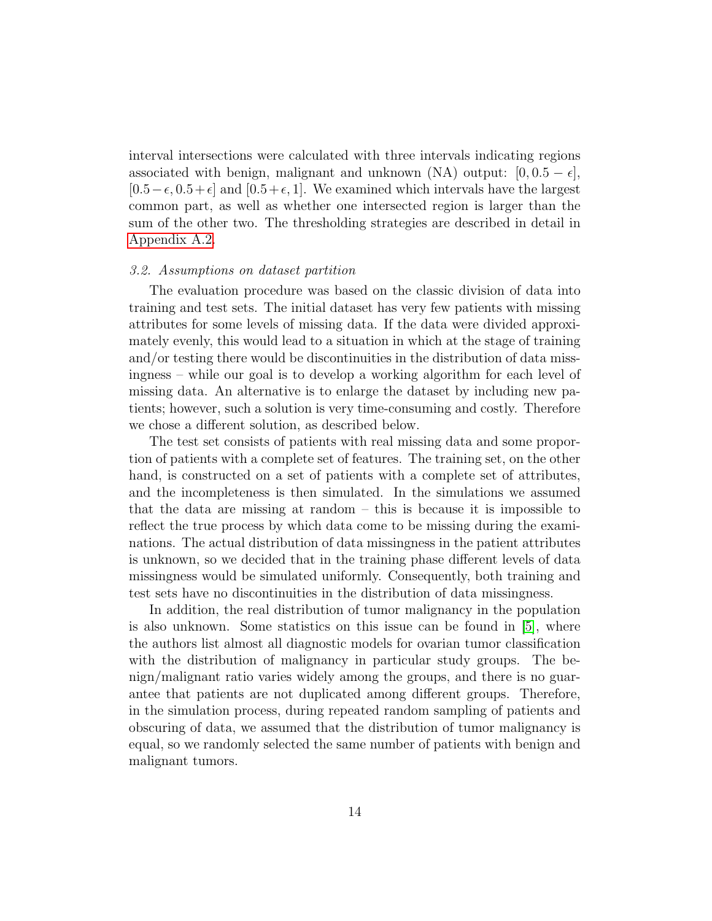interval intersections were calculated with three intervals indicating regions associated with benign, malignant and unknown (NA) output: $[0, 0.5 - \epsilon]$, $[0.5 - \epsilon, 0.5 + \epsilon]$ and $[0.5 + \epsilon, 1]$. We examined which intervals have the largest common part, as well as whether one intersected region is larger than the sum of the other two. The thresholding strategies are described in detail in Appendix A.2.

### *3.2. Assumptions on dataset partition*

The evaluation procedure was based on the classic division of data into training and test sets. The initial dataset has very few patients with missing attributes for some levels of missing data. If the data were divided approximately evenly, this would lead to a situation in which at the stage of training and/or testing there would be discontinuities in the distribution of data missingness – while our goal is to develop a working algorithm for each level of missing data. An alternative is to enlarge the dataset by including new patients; however, such a solution is very time-consuming and costly. Therefore we chose a different solution, as described below.

The test set consists of patients with real missing data and some proportion of patients with a complete set of features. The training set, on the other hand, is constructed on a set of patients with a complete set of attributes, and the incompleteness is then simulated. In the simulations we assumed that the data are missing at random – this is because it is impossible to reflect the true process by which data come to be missing during the examinations. The actual distribution of data missingness in the patient attributes is unknown, so we decided that in the training phase different levels of data missingness would be simulated uniformly. Consequently, both training and test sets have no discontinuities in the distribution of data missingness.

In addition, the real distribution of tumor malignancy in the population is also unknown. Some statistics on this issue can be found in [5], where the authors list almost all diagnostic models for ovarian tumor classification with the distribution of malignancy in particular study groups. The benign/malignant ratio varies widely among the groups, and there is no guarantee that patients are not duplicated among different groups. Therefore, in the simulation process, during repeated random sampling of patients and obscuring of data, we assumed that the distribution of tumor malignancy is equal, so we randomly selected the same number of patients with benign and malignant tumors.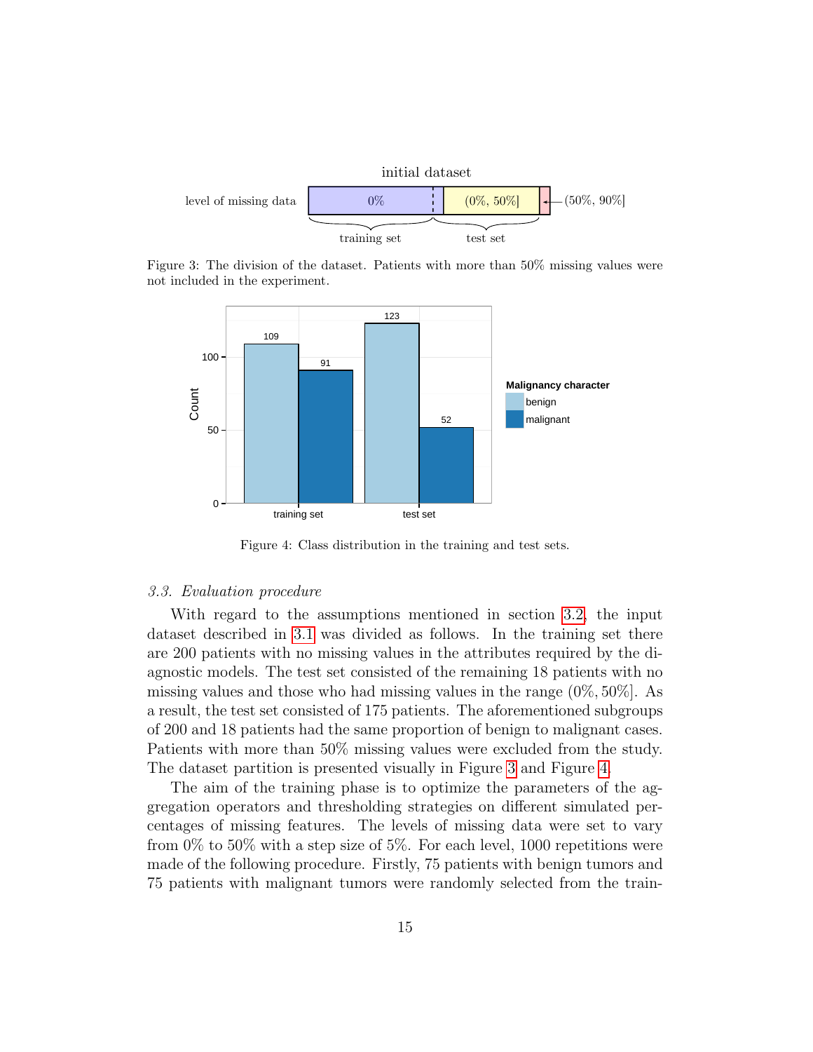Figure 3: The division of the dataset. Patients with more than 50% missing values were not included in the experiment.

Figure 4: Class distribution in the training and test sets.

### *3.3. Evaluation procedure*

With regard to the assumptions mentioned in section 3.2, the input dataset described in 3.1 was divided as follows. In the training set there are 200 patients with no missing values in the attributes required by the diagnostic models. The test set consisted of the remaining 18 patients with no missing values and those who had missing values in the range (0%, 50%]. As a result, the test set consisted of 175 patients. The aforementioned subgroups of 200 and 18 patients had the same proportion of benign to malignant cases. Patients with more than 50% missing values were excluded from the study. The dataset partition is presented visually in Figure 3 and Figure 4.

The aim of the training phase is to optimize the parameters of the aggregation operators and thresholding strategies on different simulated percentages of missing features. The levels of missing data were set to vary from 0% to 50% with a step size of 5%. For each level, 1000 repetitions were made of the following procedure. Firstly, 75 patients with benign tumors and 75 patients with malignant tumors were randomly selected from the train-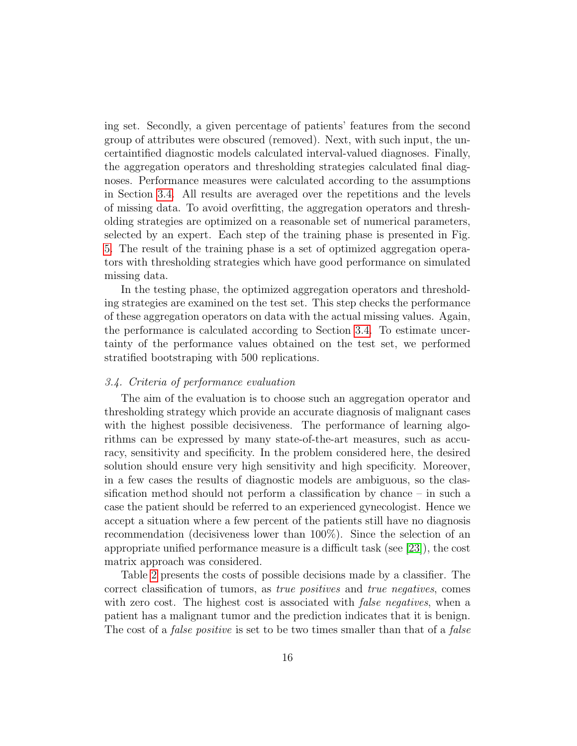ing set. Secondly, a given percentage of patients' features from the second group of attributes were obscured (removed). Next, with such input, the uncertaintified diagnostic models calculated interval-valued diagnoses. Finally, the aggregation operators and thresholding strategies calculated final diagnoses. Performance measures were calculated according to the assumptions in Section 3.4. All results are averaged over the repetitions and the levels of missing data. To avoid overfitting, the aggregation operators and thresholding strategies are optimized on a reasonable set of numerical parameters, selected by an expert. Each step of the training phase is presented in Fig. 5. The result of the training phase is a set of optimized aggregation operators with thresholding strategies which have good performance on simulated missing data.

In the testing phase, the optimized aggregation operators and thresholding strategies are examined on the test set. This step checks the performance of these aggregation operators on data with the actual missing values. Again, the performance is calculated according to Section 3.4. To estimate uncertainty of the performance values obtained on the test set, we performed stratified bootstraping with 500 replications.

### *3.4. Criteria of performance evaluation*

The aim of the evaluation is to choose such an aggregation operator and thresholding strategy which provide an accurate diagnosis of malignant cases with the highest possible decisiveness. The performance of learning algorithms can be expressed by many state-of-the-art measures, such as accuracy, sensitivity and specificity. In the problem considered here, the desired solution should ensure very high sensitivity and high specificity. Moreover, in a few cases the results of diagnostic models are ambiguous, so the classification method should not perform a classification by chance – in such a case the patient should be referred to an experienced gynecologist. Hence we accept a situation where a few percent of the patients still have no diagnosis recommendation (decisiveness lower than 100%). Since the selection of an appropriate unified performance measure is a difficult task (see [23]), the cost matrix approach was considered.

Table 2 presents the costs of possible decisions made by a classifier. The correct classification of tumors, as *true positives* and *true negatives*, comes with zero cost. The highest cost is associated with *false negatives*, when a patient has a malignant tumor and the prediction indicates that it is benign. The cost of a *false positive* is set to be two times smaller than that of a *false*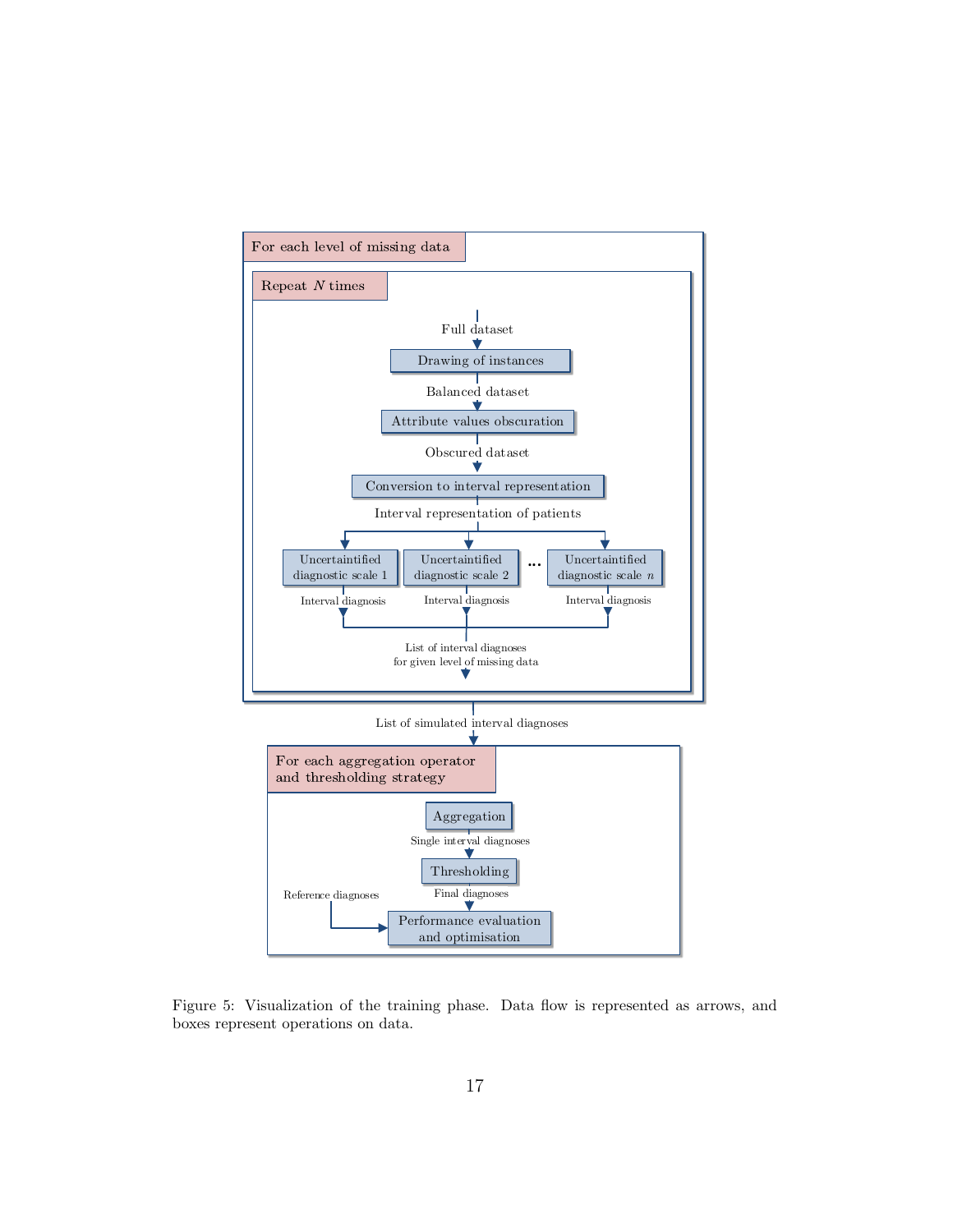For each level of missing data

Repeat $N$ times

Full dataset

Drawing of instances

Balanced dataset

Attribute values obscuration

Obscured dataset

Conversion to interval representation

Interval representation of patients

Uncertaintified diagnostic scale 1 | Uncertaintified diagnostic scale 2 | ... | Uncertaintified diagnostic scale $n$

Interval diagnosis | Interval diagnosis | Interval diagnosis

List of interval diagnoses for given level of missing data

List of simulated interval diagnoses

For each aggregation operator and thresholding strategy

Aggregation

Single interval diagnoses

Thresholding

Final diagnoses

Reference diagnoses

Performance evaluation and optimisation

Figure 5: Visualization of the training phase. Data flow is represented as arrows, and boxes represent operations on data.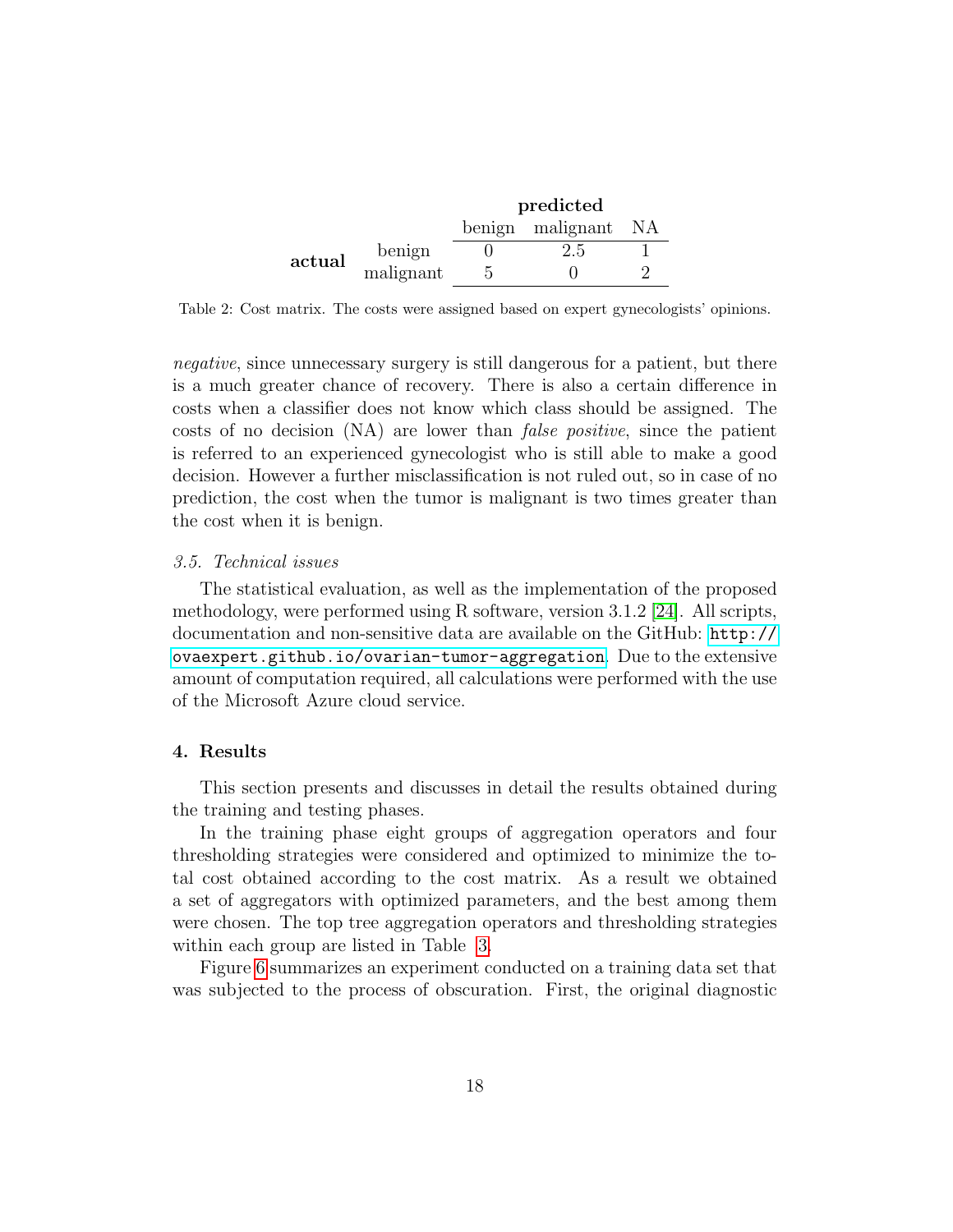| | | **predicted** | | |
|---|---|---|---|---|
| | | benign | malignant | NA |
| **actual** | benign | 0 | 2.5 | 1 |
| | malignant | 5 | 0 | 2 |

Table 2: Cost matrix. The costs were assigned based on expert gynecologists' opinions.

*negative*, since unnecessary surgery is still dangerous for a patient, but there is a much greater chance of recovery. There is also a certain difference in costs when a classifier does not know which class should be assigned. The costs of no decision (NA) are lower than *false positive*, since the patient is referred to an experienced gynecologist who is still able to make a good decision. However a further misclassification is not ruled out, so in case of no prediction, the cost when the tumor is malignant is two times greater than the cost when it is benign.

### *3.5. Technical issues*

The statistical evaluation, as well as the implementation of the proposed methodology, were performed using R software, version 3.1.2 [24]. All scripts, documentation and non-sensitive data are available on the GitHub: `http://ovaexpert.github.io/ovarian-tumor-aggregation`. Due to the extensive amount of computation required, all calculations were performed with the use of the Microsoft Azure cloud service.

## 4. Results

This section presents and discusses in detail the results obtained during the training and testing phases.

In the training phase eight groups of aggregation operators and four thresholding strategies were considered and optimized to minimize the total cost obtained according to the cost matrix. As a result we obtained a set of aggregators with optimized parameters, and the best among them were chosen. The top tree aggregation operators and thresholding strategies within each group are listed in Table 3.

Figure 6 summarizes an experiment conducted on a training data set that was subjected to the process of obscuration. First, the original diagnostic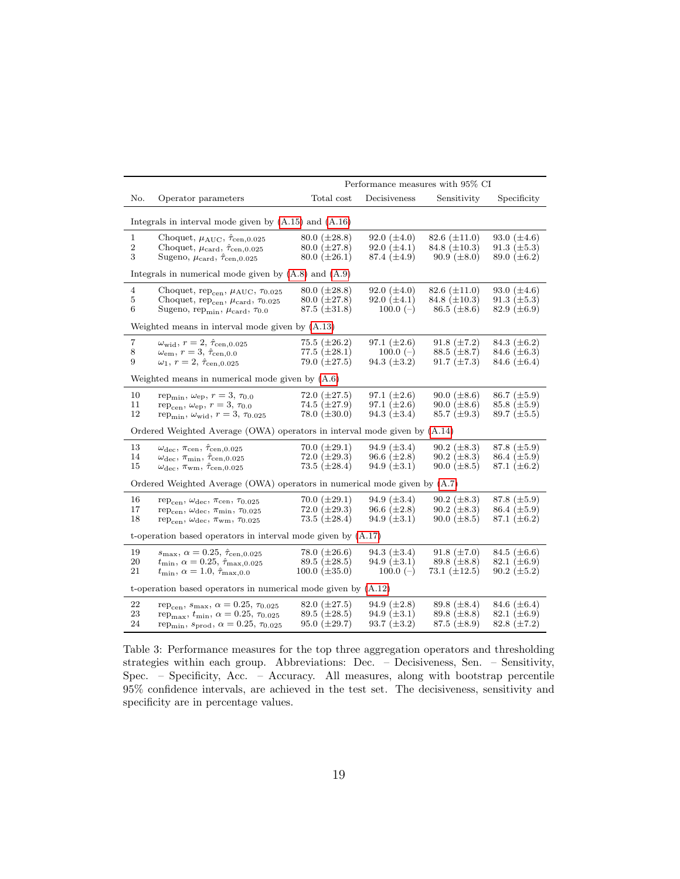| No. | Operator parameters | Performance measures with 95% CI | | | |
|---|---|---|---|---|---|
| | | Total cost | Decisiveness | Sensitivity | Specificity |
| | Integrals in interval mode given by (A.15) and (A.16) | | | | |
| 1 | Choquet, $\mu_{\text{AUC}}$, $\hat{\tau}_{\text{cen},0.025}$ | 80.0 (±28.8) | 92.0 (±4.0) | 82.6 (±11.0) | 93.0 (±4.6) |
| 2 | Choquet, $\mu_{\text{card}}$, $\hat{\tau}_{\text{cen},0.025}$ | 80.0 (±27.8) | 92.0 (±4.1) | 84.8 (±10.3) | 91.3 (±5.3) |
| 3 | Sugeno, $\mu_{\text{card}}$, $\hat{\tau}_{\text{cen},0.025}$ | 80.0 (±26.1) | 87.4 (±4.9) | 90.9 (±8.0) | 89.0 (±6.2) |
| | Integrals in numerical mode given by (A.8) and (A.9) | | | | |
| 4 | Choquet, $\text{rep}_{\text{cen}}$, $\mu_{\text{AUC}}$, $\tau_{0.025}$ | 80.0 (±28.8) | 92.0 (±4.0) | 82.6 (±11.0) | 93.0 (±4.6) |
| 5 | Choquet, $\text{rep}_{\text{cen}}$, $\mu_{\text{card}}$, $\tau_{0.025}$ | 80.0 (±27.8) | 92.0 (±4.1) | 84.8 (±10.3) | 91.3 (±5.3) |
| 6 | Sugeno, $\text{rep}_{\min}$, $\mu_{\text{card}}$, $\tau_{0.0}$ | 87.5 (±31.8) | 100.0 (–) | 86.5 (±8.6) | 82.9 (±6.9) |
| | Weighted means in interval mode given by (A.13) | | | | |
| 7 | $\omega_{\text{wid}}$, $r=2$, $\hat{\tau}_{\text{cen},0.025}$ | 75.5 (±26.2) | 97.1 (±2.6) | 91.8 (±7.2) | 84.3 (±6.2) |
| 8 | $\omega_{\text{em}}$, $r=3$, $\hat{\tau}_{\text{cen},0.0}$ | 77.5 (±28.1) | 100.0 (–) | 88.5 (±8.7) | 84.6 (±6.3) |
| 9 | $\omega_{1}$, $r=2$, $\hat{\tau}_{\text{cen},0.025}$ | 79.0 (±27.5) | 94.3 (±3.2) | 91.7 (±7.3) | 84.6 (±6.4) |
| | Weighted means in numerical mode given by (A.6) | | | | |
| 10 | $\text{rep}_{\min}$, $\omega_{\text{ep}}$, $r=3$, $\tau_{0.0}$ | 72.0 (±27.5) | 97.1 (±2.6) | 90.0 (±8.6) | 86.7 (±5.9) |
| 11 | $\text{rep}_{\text{cen}}$, $\omega_{\text{ep}}$, $r=3$, $\tau_{0.0}$ | 74.5 (±27.9) | 97.1 (±2.6) | 90.0 (±8.6) | 85.8 (±5.9) |
| 12 | $\text{rep}_{\min}$, $\omega_{\text{wid}}$, $r=3$, $\tau_{0.025}$ | 78.0 (±30.0) | 94.3 (±3.4) | 85.7 (±9.3) | 89.7 (±5.5) |
| | Ordered Weighted Average (OWA) operators in interval mode given by (A.14) | | | | |
| 13 | $\omega_{\text{dec}}$, $\pi_{\text{cen}}$, $\hat{\tau}_{\text{cen},0.025}$ | 70.0 (±29.1) | 94.9 (±3.4) | 90.2 (±8.3) | 87.8 (±5.9) |
| 14 | $\omega_{\text{dec}}$, $\pi_{\min}$, $\hat{\tau}_{\text{cen},0.025}$ | 72.0 (±29.3) | 96.6 (±2.8) | 90.2 (±8.3) | 86.4 (±5.9) |
| 15 | $\omega_{\text{dec}}$, $\pi_{\text{wm}}$, $\hat{\tau}_{\text{cen},0.025}$ | 73.5 (±28.4) | 94.9 (±3.1) | 90.0 (±8.5) | 87.1 (±6.2) |
| | Ordered Weighted Average (OWA) operators in numerical mode given by (A.7) | | | | |
| 16 | $\text{rep}_{\text{cen}}$, $\omega_{\text{dec}}$, $\pi_{\text{cen}}$, $\tau_{0.025}$ | 70.0 (±29.1) | 94.9 (±3.4) | 90.2 (±8.3) | 87.8 (±5.9) |
| 17 | $\text{rep}_{\text{cen}}$, $\omega_{\text{dec}}$, $\pi_{\min}$, $\tau_{0.025}$ | 72.0 (±29.3) | 96.6 (±2.8) | 90.2 (±8.3) | 86.4 (±5.9) |
| 18 | $\text{rep}_{\text{cen}}$, $\omega_{\text{dec}}$, $\pi_{\text{wm}}$, $\tau_{0.025}$ | 73.5 (±28.4) | 94.9 (±3.1) | 90.0 (±8.5) | 87.1 (±6.2) |
| | t-operation based operators in interval mode given by (A.17) | | | | |
| 19 | $s_{\max}$, $\alpha=0.25$, $\hat{\tau}_{\text{cen},0.025}$ | 78.0 (±26.6) | 94.3 (±3.4) | 91.8 (±7.0) | 84.5 (±6.6) |
| 20 | $t_{\min}$, $\alpha=0.25$, $\hat{\tau}_{\max,0.025}$ | 89.5 (±28.5) | 94.9 (±3.1) | 89.8 (±8.8) | 82.1 (±6.9) |
| 21 | $t_{\min}$, $\alpha=1.0$, $\hat{\tau}_{\max,0.0}$ | 100.0 (±35.0) | 100.0 (–) | 73.1 (±12.5) | 90.2 (±5.2) |
| | t-operation based operators in numerical mode given by (A.12) | | | | |
| 22 | $\text{rep}_{\text{cen}}$, $s_{\max}$, $\alpha=0.25$, $\tau_{0.025}$ | 82.0 (±27.5) | 94.9 (±2.8) | 89.8 (±8.4) | 84.6 (±6.4) |
| 23 | $\text{rep}_{\max}$, $t_{\min}$, $\alpha=0.25$, $\tau_{0.025}$ | 89.5 (±28.5) | 94.9 (±3.1) | 89.8 (±8.8) | 82.1 (±6.9) |
| 24 | $\text{rep}_{\min}$, $s_{\text{prod}}$, $\alpha=0.25$, $\tau_{0.025}$ | 95.0 (±29.7) | 93.7 (±3.2) | 87.5 (±8.9) | 82.8 (±7.2) |

Table 3: Performance measures for the top three aggregation operators and thresholding strategies within each group. Abbreviations: Dec. – Decisiveness, Sen. – Sensitivity, Spec. – Specificity, Acc. – Accuracy. All measures, along with bootstrap percentile 95% confidence intervals, are achieved in the test set. The decisiveness, sensitivity and specificity are in percentage values.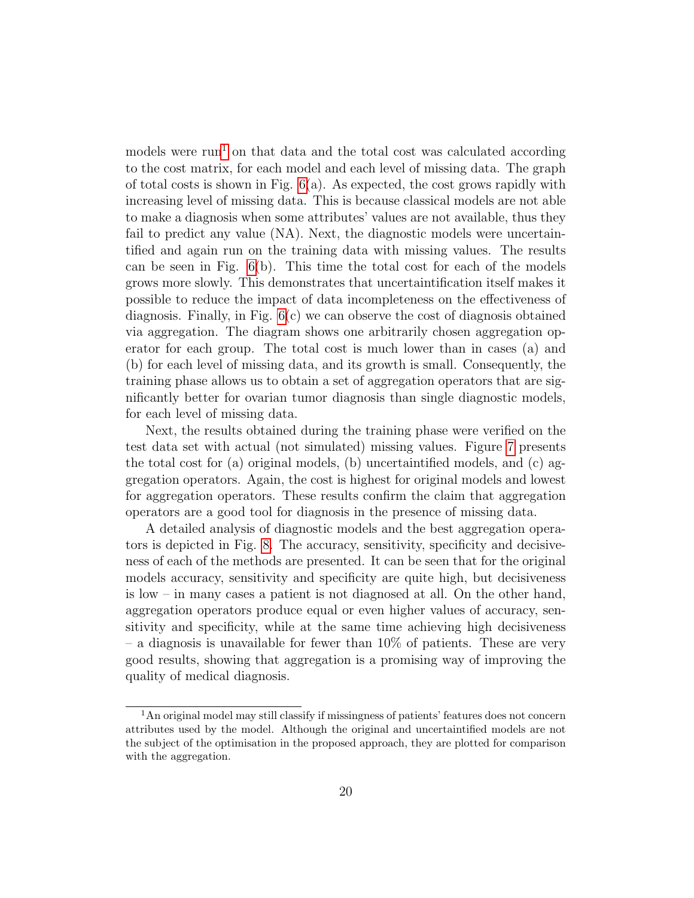models were run[1] on that data and the total cost was calculated according to the cost matrix, for each model and each level of missing data. The graph of total costs is shown in Fig. 6(a). As expected, the cost grows rapidly with increasing level of missing data. This is because classical models are not able to make a diagnosis when some attributes' values are not available, thus they fail to predict any value (NA). Next, the diagnostic models were uncertaintified and again run on the training data with missing values. The results can be seen in Fig. 6(b). This time the total cost for each of the models grows more slowly. This demonstrates that uncertaintification itself makes it possible to reduce the impact of data incompleteness on the effectiveness of diagnosis. Finally, in Fig. 6(c) we can observe the cost of diagnosis obtained via aggregation. The diagram shows one arbitrarily chosen aggregation operator for each group. The total cost is much lower than in cases (a) and (b) for each level of missing data, and its growth is small. Consequently, the training phase allows us to obtain a set of aggregation operators that are significantly better for ovarian tumor diagnosis than single diagnostic models, for each level of missing data.

Next, the results obtained during the training phase were verified on the test data set with actual (not simulated) missing values. Figure 7 presents the total cost for (a) original models, (b) uncertaintified models, and (c) aggregation operators. Again, the cost is highest for original models and lowest for aggregation operators. These results confirm the claim that aggregation operators are a good tool for diagnosis in the presence of missing data.

A detailed analysis of diagnostic models and the best aggregation operators is depicted in Fig. 8. The accuracy, sensitivity, specificity and decisiveness of each of the methods are presented. It can be seen that for the original models accuracy, sensitivity and specificity are quite high, but decisiveness is low – in many cases a patient is not diagnosed at all. On the other hand, aggregation operators produce equal or even higher values of accuracy, sensitivity and specificity, while at the same time achieving high decisiveness – a diagnosis is unavailable for fewer than 10% of patients. These are very good results, showing that aggregation is a promising way of improving the quality of medical diagnosis.

---

[1] An original model may still classify if missingness of patients' features does not concern attributes used by the model. Although the original and uncertaintified models are not the subject of the optimisation in the proposed approach, they are plotted for comparison with the aggregation.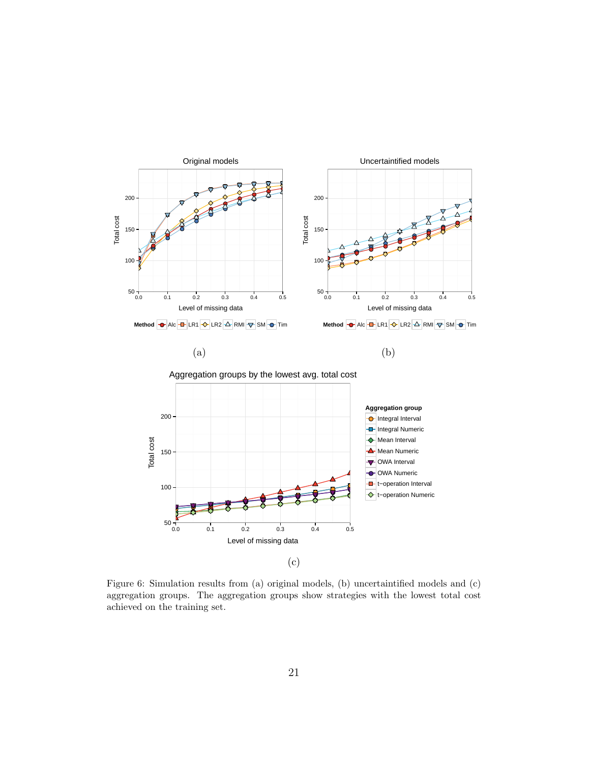(a)

(b)

(c)

Figure 6: Simulation results from (a) original models, (b) uncertaintified models and (c) aggregation groups. The aggregation groups show strategies with the lowest total cost achieved on the training set.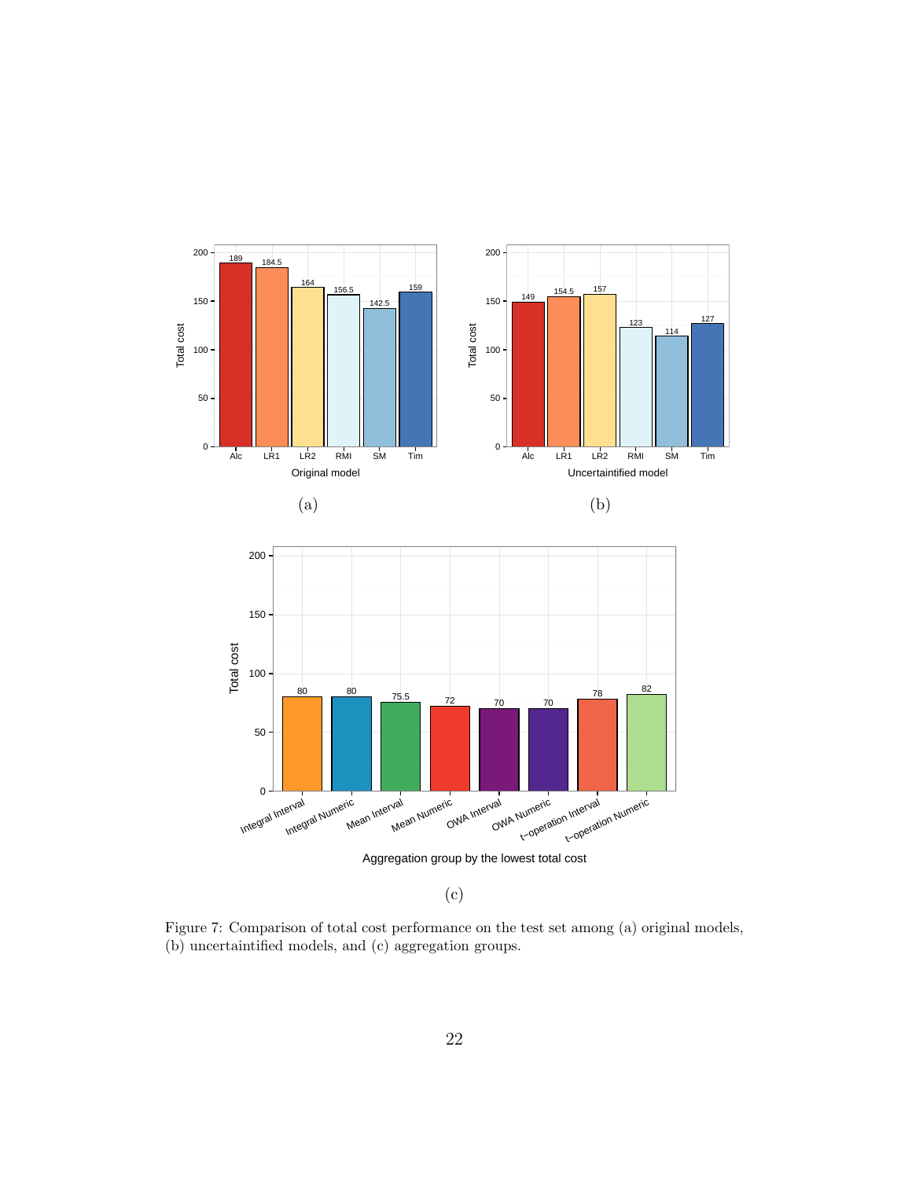(a)

(b)

(c)

Figure 7: Comparison of total cost performance on the test set among (a) original models, (b) uncertaintified models, and (c) aggregation groups.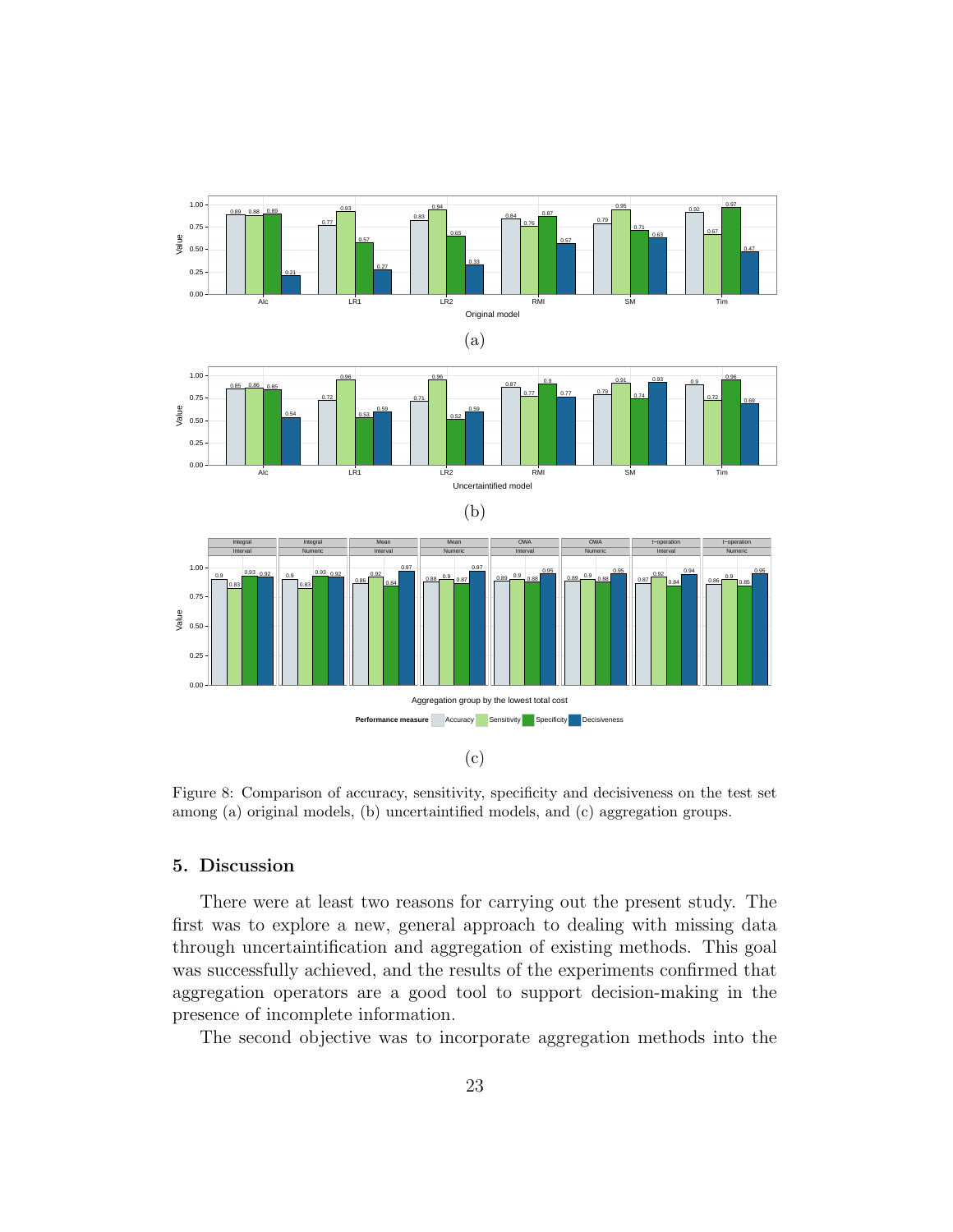Figure 8: Comparison of accuracy, sensitivity, specificity and decisiveness on the test set among (a) original models, (b) uncertaintified models, and (c) aggregation groups.

## 5. Discussion

There were at least two reasons for carrying out the present study. The first was to explore a new, general approach to dealing with missing data through uncertaintification and aggregation of existing methods. This goal was successfully achieved, and the results of the experiments confirmed that aggregation operators are a good tool to support decision-making in the presence of incomplete information.

The second objective was to incorporate aggregation methods into the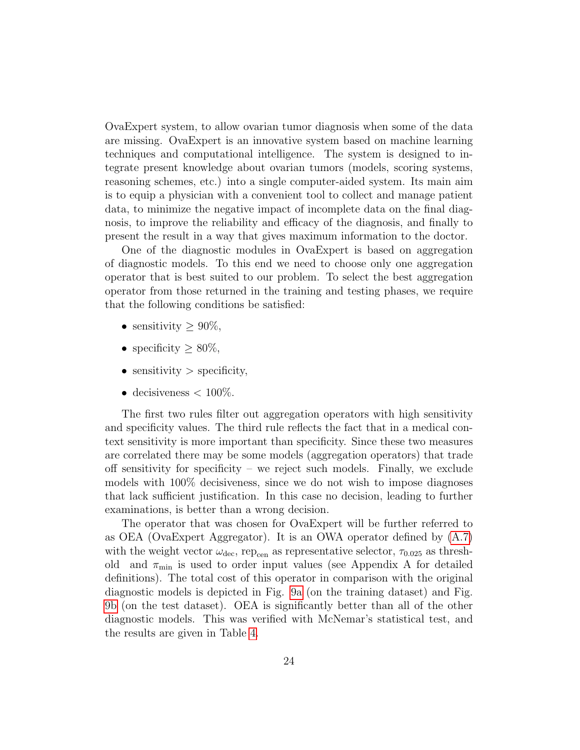OvaExpert system, to allow ovarian tumor diagnosis when some of the data are missing. OvaExpert is an innovative system based on machine learning techniques and computational intelligence. The system is designed to integrate present knowledge about ovarian tumors (models, scoring systems, reasoning schemes, etc.) into a single computer-aided system. Its main aim is to equip a physician with a convenient tool to collect and manage patient data, to minimize the negative impact of incomplete data on the final diagnosis, to improve the reliability and efficacy of the diagnosis, and finally to present the result in a way that gives maximum information to the doctor.

One of the diagnostic modules in OvaExpert is based on aggregation of diagnostic models. To this end we need to choose only one aggregation operator that is best suited to our problem. To select the best aggregation operator from those returned in the training and testing phases, we require that the following conditions be satisfied:

- sensitivity $\geq 90\%$,
- specificity $\geq 80\%$,
- sensitivity $>$ specificity,
- decisiveness $< 100\%$.

The first two rules filter out aggregation operators with high sensitivity and specificity values. The third rule reflects the fact that in a medical context sensitivity is more important than specificity. Since these two measures are correlated there may be some models (aggregation operators) that trade off sensitivity for specificity – we reject such models. Finally, we exclude models with 100% decisiveness, since we do not wish to impose diagnoses that lack sufficient justification. In this case no decision, leading to further examinations, is better than a wrong decision.

The operator that was chosen for OvaExpert will be further referred to as OEA (OvaExpert Aggregator). It is an OWA operator defined by (A.7) with the weight vector $\omega_{\text{dec}}$, $\text{rep}_{\text{cen}}$ as representative selector, $\tau_{0.025}$ as threshold and $\pi_{\min}$ is used to order input values (see Appendix A for detailed definitions). The total cost of this operator in comparison with the original diagnostic models is depicted in Fig. 9a (on the training dataset) and Fig. 9b (on the test dataset). OEA is significantly better than all of the other diagnostic models. This was verified with McNemar's statistical test, and the results are given in Table 4.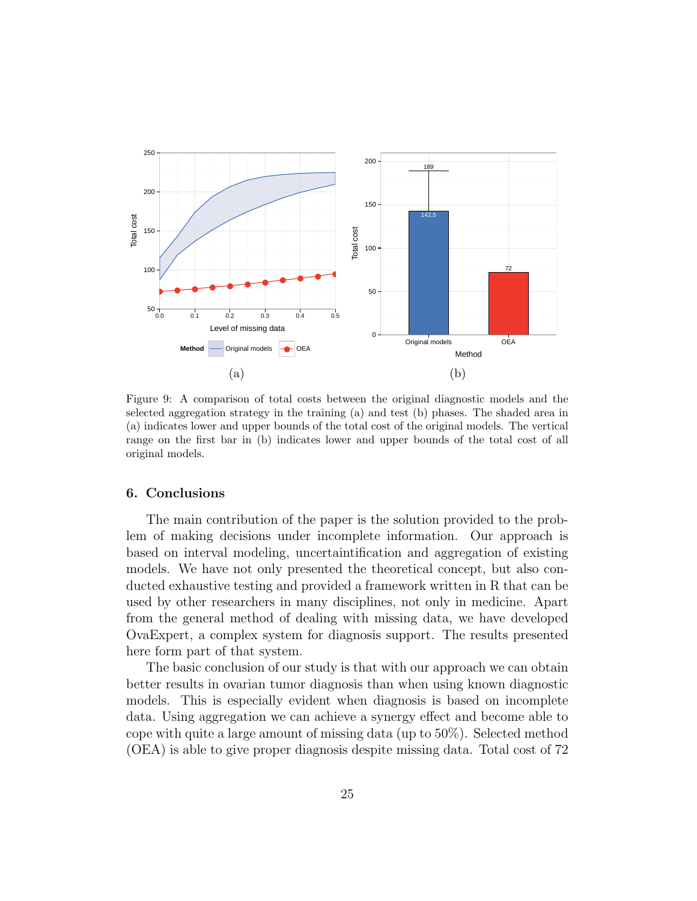Figure 9: A comparison of total costs between the original diagnostic models and the selected aggregation strategy in the training (a) and test (b) phases. The shaded area in (a) indicates lower and upper bounds of the total cost of the original models. The vertical range on the first bar in (b) indicates lower and upper bounds of the total cost of all original models.

## 6. Conclusions

The main contribution of the paper is the solution provided to the problem of making decisions under incomplete information. Our approach is based on interval modeling, uncertaintification and aggregation of existing models. We have not only presented the theoretical concept, but also conducted exhaustive testing and provided a framework written in R that can be used by other researchers in many disciplines, not only in medicine. Apart from the general method of dealing with missing data, we have developed OvaExpert, a complex system for diagnosis support. The results presented here form part of that system.

The basic conclusion of our study is that with our approach we can obtain better results in ovarian tumor diagnosis than when using known diagnostic models. This is especially evident when diagnosis is based on incomplete data. Using aggregation we can achieve a synergy effect and become able to cope with quite a large amount of missing data (up to 50%). Selected method (OEA) is able to give proper diagnosis despite missing data. Total cost of 72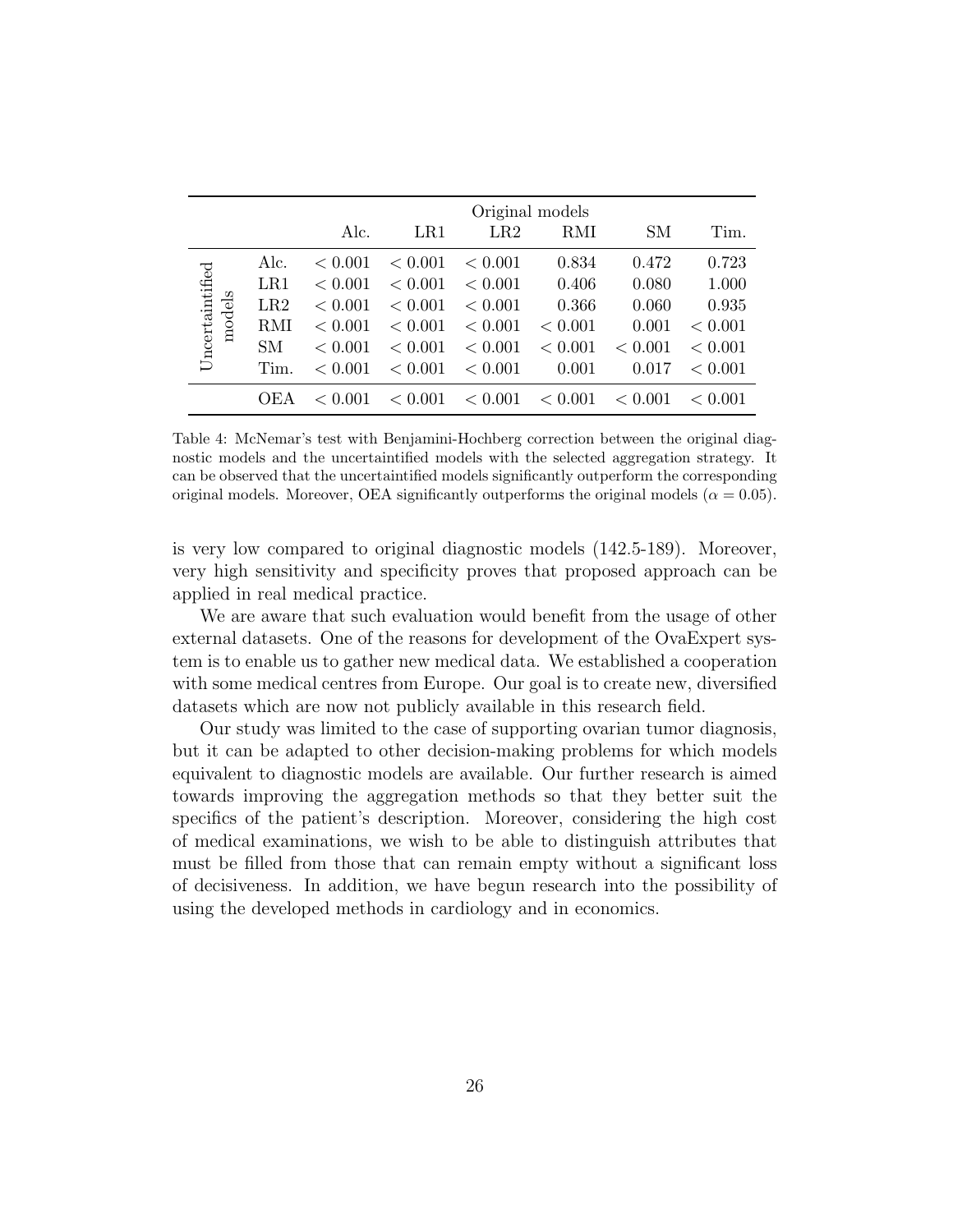| | | Original models | | | | | |
|---|---|---|---|---|---|---|---|
| | | Alc. | LR1 | LR2 | RMI | SM | Tim. |
| Uncertaintified models | Alc. | $< 0.001$ | $< 0.001$ | $< 0.001$ | 0.834 | 0.472 | 0.723 |
| | LR1 | $< 0.001$ | $< 0.001$ | $< 0.001$ | 0.406 | 0.080 | 1.000 |
| | LR2 | $< 0.001$ | $< 0.001$ | $< 0.001$ | 0.366 | 0.060 | 0.935 |
| | RMI | $< 0.001$ | $< 0.001$ | $< 0.001$ | $< 0.001$ | 0.001 | $< 0.001$ |
| | SM | $< 0.001$ | $< 0.001$ | $< 0.001$ | $< 0.001$ | $< 0.001$ | $< 0.001$ |
| | Tim. | $< 0.001$ | $< 0.001$ | $< 0.001$ | 0.001 | 0.017 | $< 0.001$ |
| | OEA | $< 0.001$ | $< 0.001$ | $< 0.001$ | $< 0.001$ | $< 0.001$ | $< 0.001$ |

Table 4: McNemar's test with Benjamini-Hochberg correction between the original diagnostic models and the uncertaintified models with the selected aggregation strategy. It can be observed that the uncertaintified models significantly outperform the corresponding original models. Moreover, OEA significantly outperforms the original models ($\alpha = 0.05$).

is very low compared to original diagnostic models (142.5-189). Moreover, very high sensitivity and specificity proves that proposed approach can be applied in real medical practice.

We are aware that such evaluation would benefit from the usage of other external datasets. One of the reasons for development of the OvaExpert system is to enable us to gather new medical data. We established a cooperation with some medical centres from Europe. Our goal is to create new, diversified datasets which are now not publicly available in this research field.

Our study was limited to the case of supporting ovarian tumor diagnosis, but it can be adapted to other decision-making problems for which models equivalent to diagnostic models are available. Our further research is aimed towards improving the aggregation methods so that they better suit the specifics of the patient's description. Moreover, considering the high cost of medical examinations, we wish to be able to distinguish attributes that must be filled from those that can remain empty without a significant loss of decisiveness. In addition, we have begun research into the possibility of using the developed methods in cardiology and in economics.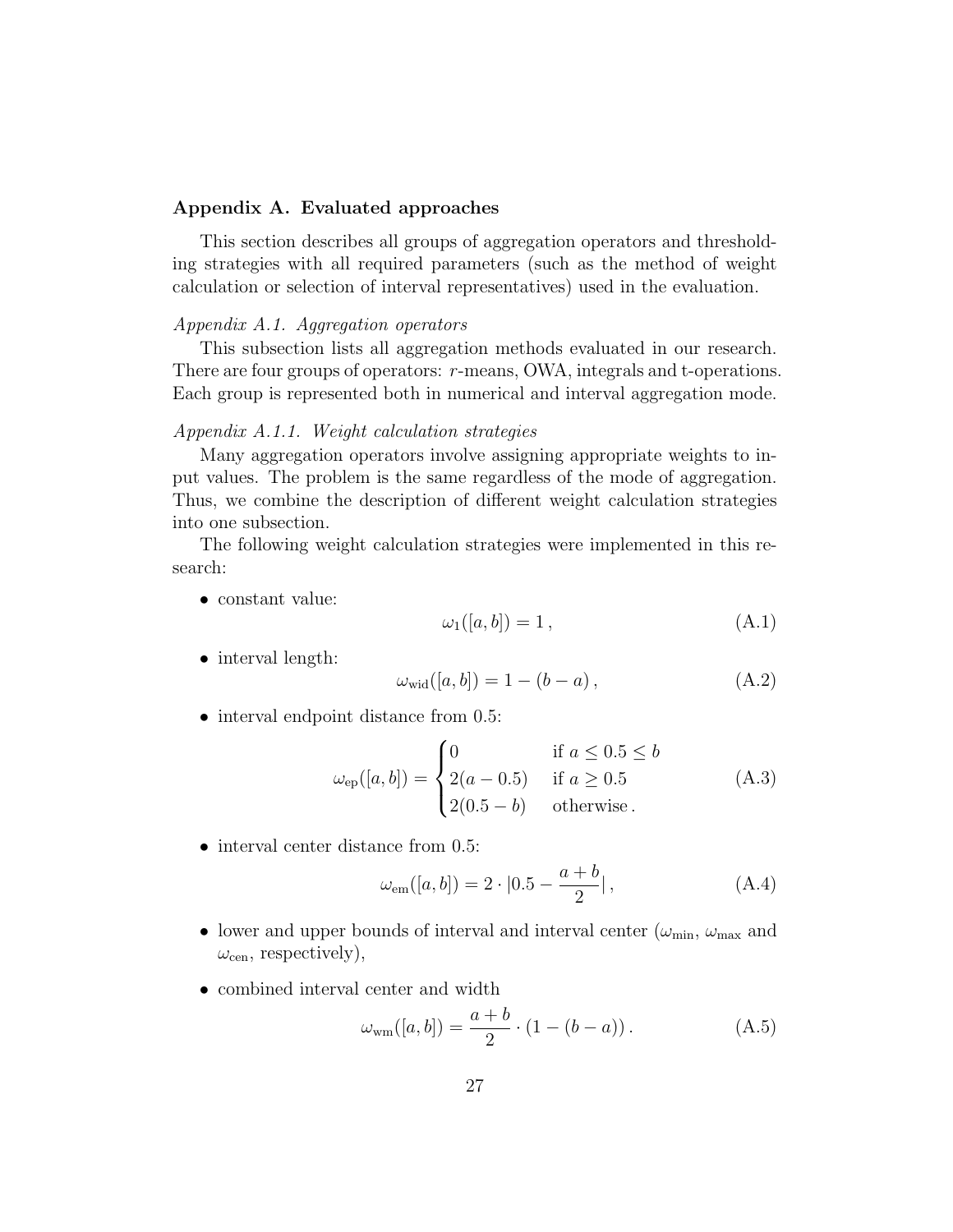## Appendix A. Evaluated approaches

This section describes all groups of aggregation operators and thresholding strategies with all required parameters (such as the method of weight calculation or selection of interval representatives) used in the evaluation.

### *Appendix A.1. Aggregation operators*

This subsection lists all aggregation methods evaluated in our research. There are four groups of operators: $r$-means, OWA, integrals and t-operations. Each group is represented both in numerical and interval aggregation mode.

#### *Appendix A.1.1. Weight calculation strategies*

Many aggregation operators involve assigning appropriate weights to input values. The problem is the same regardless of the mode of aggregation. Thus, we combine the description of different weight calculation strategies into one subsection.

The following weight calculation strategies were implemented in this research:

- constant value:

$$\omega_1([a,b]) = 1\,, \tag{A.1}$$

- interval length:

$$\omega_{\text{wid}}([a,b]) = 1 - (b-a)\,, \tag{A.2}$$

- interval endpoint distance from 0.5:

$$\omega_{\text{ep}}([a,b]) = \begin{cases} 0 & \text{if } a \leq 0.5 \leq b \\ 2(a-0.5) & \text{if } a \geq 0.5 \\ 2(0.5-b) & \text{otherwise}\,. \end{cases} \tag{A.3}$$

- interval center distance from 0.5:

$$\omega_{\text{em}}([a,b]) = 2 \cdot |0.5 - \frac{a+b}{2}|\,, \tag{A.4}$$

- lower and upper bounds of interval and interval center ($\omega_{\min}$, $\omega_{\max}$ and $\omega_{\text{cen}}$, respectively),

- combined interval center and width

$$\omega_{\text{wm}}([a,b]) = \frac{a+b}{2} \cdot (1-(b-a))\,. \tag{A.5}$$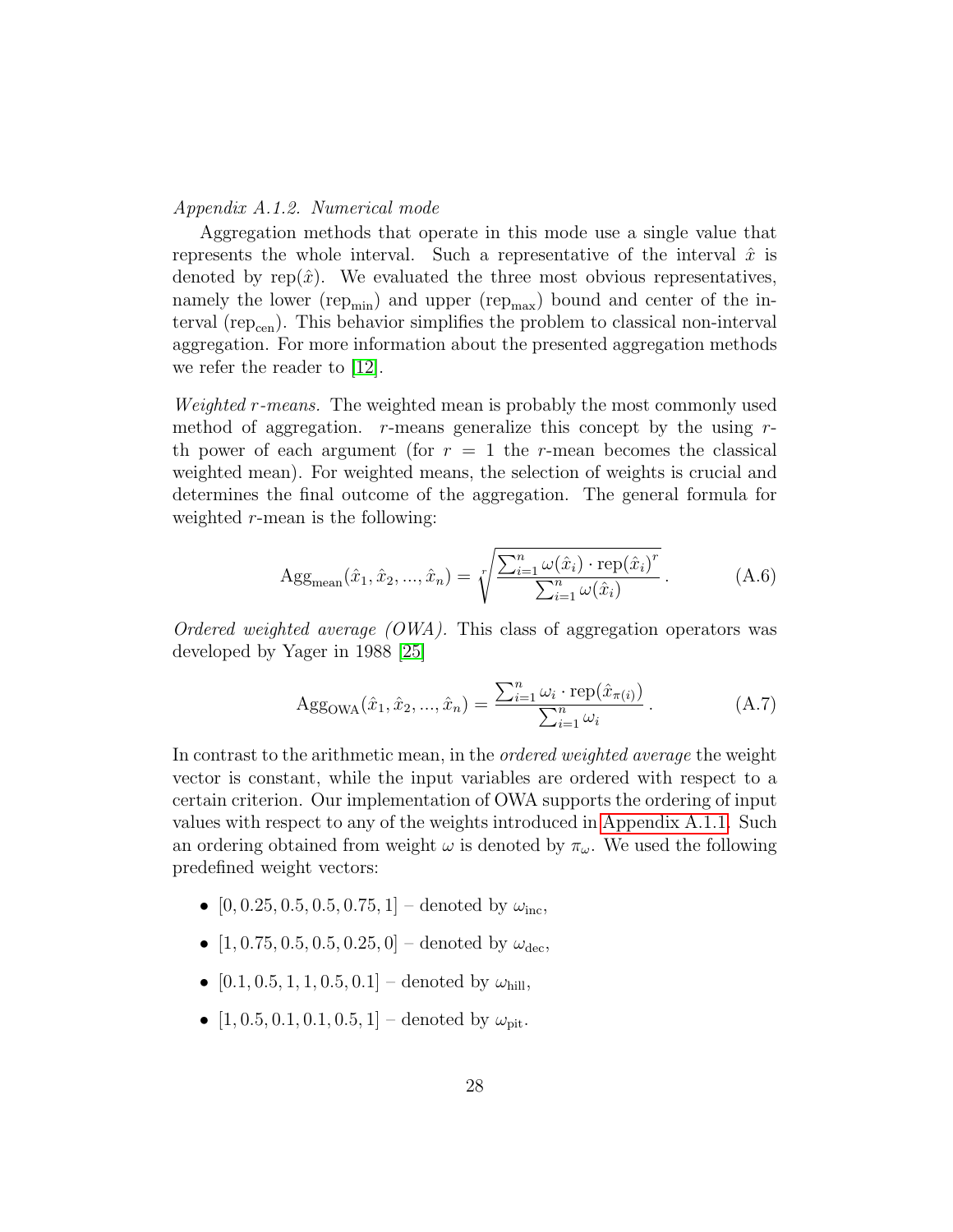#### *Appendix A.1.2. Numerical mode*

Aggregation methods that operate in this mode use a single value that represents the whole interval. Such a representative of the interval $\hat{x}$ is denoted by $\text{rep}(\hat{x})$. We evaluated the three most obvious representatives, namely the lower ($\text{rep}_{\min}$) and upper ($\text{rep}_{\max}$) bound and center of the interval ($\text{rep}_{\text{cen}}$). This behavior simplifies the problem to classical non-interval aggregation. For more information about the presented aggregation methods we refer the reader to [12].

*Weighted r-means.* The weighted mean is probably the most commonly used method of aggregation. $r$-means generalize this concept by the using $r$-th power of each argument (for $r = 1$ the $r$-mean becomes the classical weighted mean). For weighted means, the selection of weights is crucial and determines the final outcome of the aggregation. The general formula for weighted $r$-mean is the following:

$$\text{Agg}_{\text{mean}}(\hat{x}_1, \hat{x}_2, ..., \hat{x}_n) = \sqrt[r]{\frac{\sum_{i=1}^{n} \omega(\hat{x}_i) \cdot \text{rep}(\hat{x}_i)^r}{\sum_{i=1}^{n} \omega(\hat{x}_i)}} \,. \tag{A.6}$$

*Ordered weighted average (OWA).* This class of aggregation operators was developed by Yager in 1988 [25]

$$\text{Agg}_{\text{OWA}}(\hat{x}_1, \hat{x}_2, ..., \hat{x}_n) = \frac{\sum_{i=1}^{n} \omega_i \cdot \text{rep}(\hat{x}_{\pi(i)})}{\sum_{i=1}^{n} \omega_i} \,. \tag{A.7}$$

In contrast to the arithmetic mean, in the *ordered weighted average* the weight vector is constant, while the input variables are ordered with respect to a certain criterion. Our implementation of OWA supports the ordering of input values with respect to any of the weights introduced in Appendix A.1.1. Such an ordering obtained from weight $\omega$ is denoted by $\pi_\omega$. We used the following predefined weight vectors:

- $[0, 0.25, 0.5, 0.5, 0.75, 1]$ – denoted by $\omega_{\text{inc}}$,
- $[1, 0.75, 0.5, 0.5, 0.25, 0]$ – denoted by $\omega_{\text{dec}}$,
- $[0.1, 0.5, 1, 1, 0.5, 0.1]$ – denoted by $\omega_{\text{hill}}$,
- $[1, 0.5, 0.1, 0.1, 0.5, 1]$ – denoted by $\omega_{\text{pit}}$.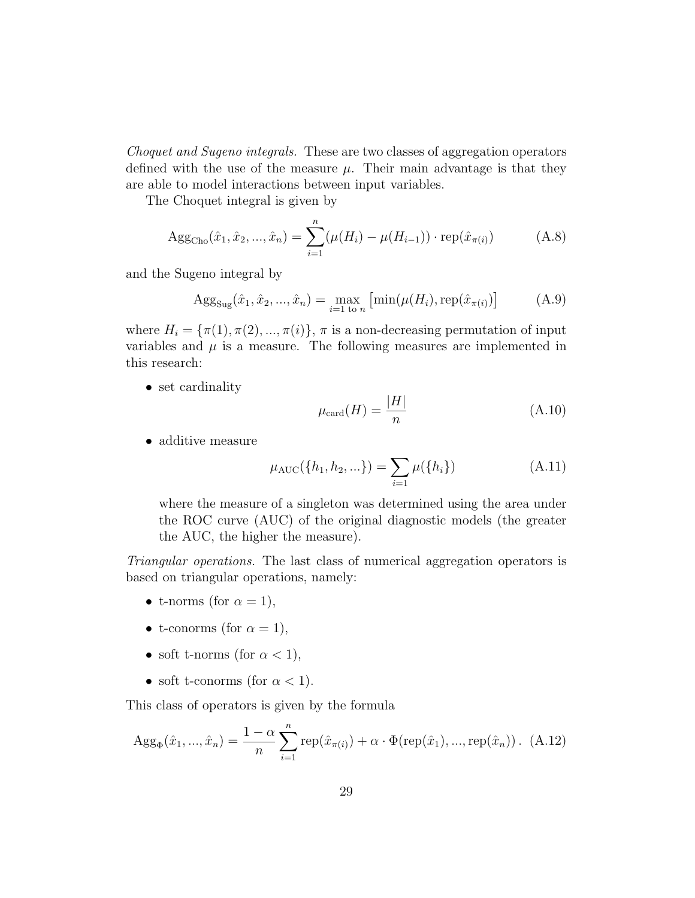*Choquet and Sugeno integrals.* These are two classes of aggregation operators defined with the use of the measure $\mu$. Their main advantage is that they are able to model interactions between input variables.

The Choquet integral is given by

$$\mathrm{Agg}_{\mathrm{Cho}}(\hat{x}_1, \hat{x}_2, ..., \hat{x}_n) = \sum_{i=1}^{n} (\mu(H_i) - \mu(H_{i-1})) \cdot \mathrm{rep}(\hat{x}_{\pi(i)}) \tag{A.8}$$

and the Sugeno integral by

$$\mathrm{Agg}_{\mathrm{Sug}}(\hat{x}_1, \hat{x}_2, ..., \hat{x}_n) = \max_{i=1 \text{ to } n} \left[\min(\mu(H_i), \mathrm{rep}(\hat{x}_{\pi(i)})\right] \tag{A.9}$$

where $H_i = \{\pi(1), \pi(2), ..., \pi(i)\}$, $\pi$ is a non-decreasing permutation of input variables and $\mu$ is a measure. The following measures are implemented in this research:

- set cardinality

$$\mu_{\mathrm{card}}(H) = \frac{|H|}{n} \tag{A.10}$$

- additive measure

$$\mu_{\mathrm{AUC}}(\{h_1, h_2, ...\}) = \sum_{i=1} \mu(\{h_i\}) \tag{A.11}$$

  where the measure of a singleton was determined using the area under the ROC curve (AUC) of the original diagnostic models (the greater the AUC, the higher the measure).

*Triangular operations.* The last class of numerical aggregation operators is based on triangular operations, namely:

- t-norms (for $\alpha = 1$),
- t-conorms (for $\alpha = 1$),
- soft t-norms (for $\alpha < 1$),
- soft t-conorms (for $\alpha < 1$).

This class of operators is given by the formula

$$\mathrm{Agg}_{\Phi}(\hat{x}_1, ..., \hat{x}_n) = \frac{1-\alpha}{n} \sum_{i=1}^{n} \mathrm{rep}(\hat{x}_{\pi(i)}) + \alpha \cdot \Phi(\mathrm{rep}(\hat{x}_1), ..., \mathrm{rep}(\hat{x}_n)) \,. \tag{A.12}$$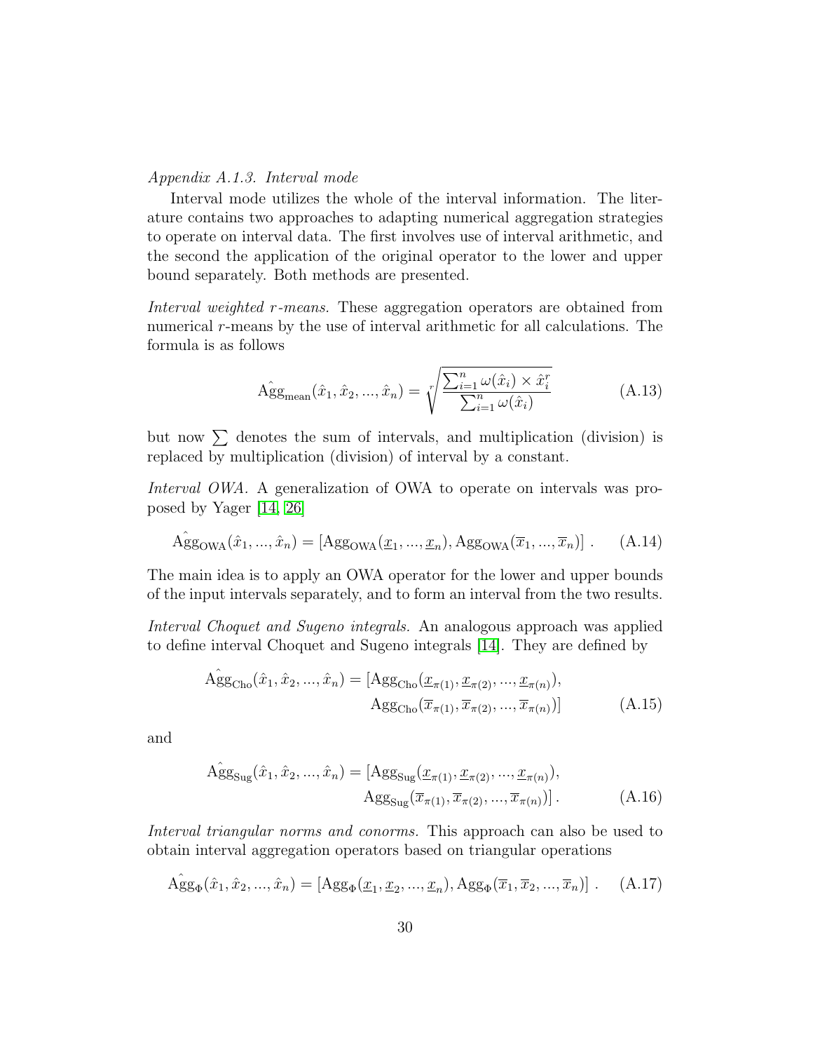*Appendix A.1.3. Interval mode*

Interval mode utilizes the whole of the interval information. The literature contains two approaches to adapting numerical aggregation strategies to operate on interval data. The first involves use of interval arithmetic, and the second the application of the original operator to the lower and upper bound separately. Both methods are presented.

*Interval weighted r-means.* These aggregation operators are obtained from numerical $r$-means by the use of interval arithmetic for all calculations. The formula is as follows

$$\hat{\mathrm{Agg}}_{\mathrm{mean}}(\hat{x}_1, \hat{x}_2, ..., \hat{x}_n) = \sqrt[r]{\frac{\sum_{i=1}^{n} \omega(\hat{x}_i) \times \hat{x}_i^r}{\sum_{i=1}^{n} \omega(\hat{x}_i)}} \tag{A.13}$$

but now $\sum$ denotes the sum of intervals, and multiplication (division) is replaced by multiplication (division) of interval by a constant.

*Interval OWA.* A generalization of OWA to operate on intervals was proposed by Yager [14, 26]

$$\hat{\mathrm{Agg}}_{\mathrm{OWA}}(\hat{x}_1, ..., \hat{x}_n) = [\mathrm{Agg}_{\mathrm{OWA}}(\underline{x}_1, ..., \underline{x}_n), \mathrm{Agg}_{\mathrm{OWA}}(\overline{x}_1, ..., \overline{x}_n)] \; . \tag{A.14}$$

The main idea is to apply an OWA operator for the lower and upper bounds of the input intervals separately, and to form an interval from the two results.

*Interval Choquet and Sugeno integrals.* An analogous approach was applied to define interval Choquet and Sugeno integrals [14]. They are defined by

$$\begin{aligned} \hat{\mathrm{Agg}}_{\mathrm{Cho}}(\hat{x}_1, \hat{x}_2, ..., \hat{x}_n) = [&\mathrm{Agg}_{\mathrm{Cho}}(\underline{x}_{\pi(1)}, \underline{x}_{\pi(2)}, ..., \underline{x}_{\pi(n)}), \\ &\mathrm{Agg}_{\mathrm{Cho}}(\overline{x}_{\pi(1)}, \overline{x}_{\pi(2)}, ..., \overline{x}_{\pi(n)})] \end{aligned} \tag{A.15}$$

and

$$\begin{aligned} \hat{\mathrm{Agg}}_{\mathrm{Sug}}(\hat{x}_1, \hat{x}_2, ..., \hat{x}_n) = [&\mathrm{Agg}_{\mathrm{Sug}}(\underline{x}_{\pi(1)}, \underline{x}_{\pi(2)}, ..., \underline{x}_{\pi(n)}), \\ &\mathrm{Agg}_{\mathrm{Sug}}(\overline{x}_{\pi(1)}, \overline{x}_{\pi(2)}, ..., \overline{x}_{\pi(n)})] \, . \end{aligned} \tag{A.16}$$

*Interval triangular norms and conorms.* This approach can also be used to obtain interval aggregation operators based on triangular operations

$$\hat{\mathrm{Agg}}_{\Phi}(\hat{x}_1, \hat{x}_2, ..., \hat{x}_n) = [\mathrm{Agg}_{\Phi}(\underline{x}_1, \underline{x}_2, ..., \underline{x}_n), \mathrm{Agg}_{\Phi}(\overline{x}_1, \overline{x}_2, ..., \overline{x}_n)] \; . \tag{A.17}$$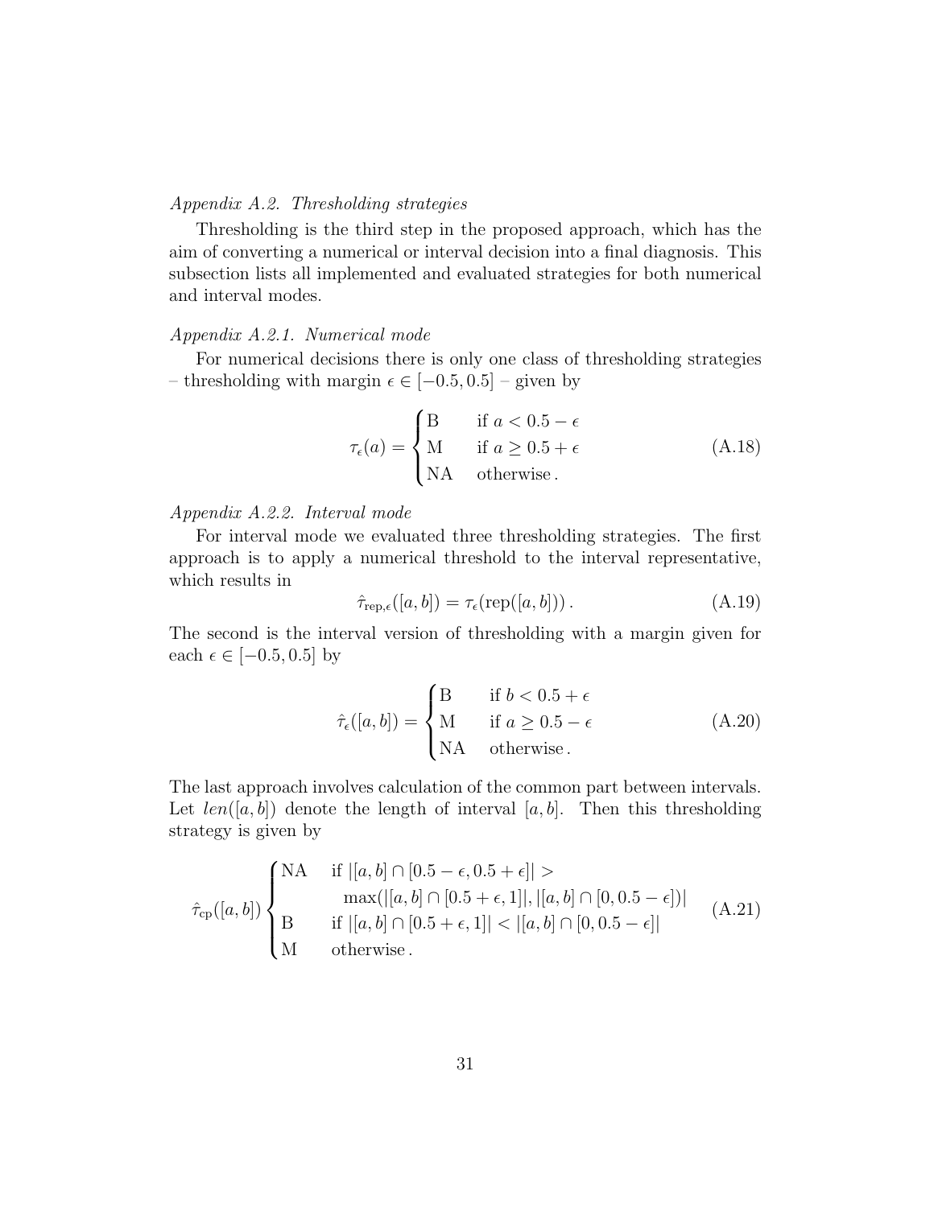*Appendix A.2. Thresholding strategies*

Thresholding is the third step in the proposed approach, which has the aim of converting a numerical or interval decision into a final diagnosis. This subsection lists all implemented and evaluated strategies for both numerical and interval modes.

*Appendix A.2.1. Numerical mode*

For numerical decisions there is only one class of thresholding strategies – thresholding with margin $\epsilon \in [-0.5, 0.5]$ – given by

$$\tau_\epsilon(a) = \begin{cases} \text{B} & \text{if } a < 0.5 - \epsilon \\ \text{M} & \text{if } a \geq 0.5 + \epsilon \\ \text{NA} & \text{otherwise} . \end{cases} \tag{A.18}$$

*Appendix A.2.2. Interval mode*

For interval mode we evaluated three thresholding strategies. The first approach is to apply a numerical threshold to the interval representative, which results in

$$\hat{\tau}_{\text{rep},\epsilon}([a, b]) = \tau_\epsilon(\text{rep}([a, b])) . \tag{A.19}$$

The second is the interval version of thresholding with a margin given for each $\epsilon \in [-0.5, 0.5]$ by

$$\hat{\tau}_\epsilon([a, b]) = \begin{cases} \text{B} & \text{if } b < 0.5 + \epsilon \\ \text{M} & \text{if } a \geq 0.5 - \epsilon \\ \text{NA} & \text{otherwise} . \end{cases} \tag{A.20}$$

The last approach involves calculation of the common part between intervals. Let $len([a, b])$ denote the length of interval $[a, b]$. Then this thresholding strategy is given by

$$\hat{\tau}_{\text{cp}}([a, b]) \begin{cases} \text{NA} & \text{if } |[a, b] \cap [0.5 - \epsilon, 0.5 + \epsilon]| > \\ & \quad \max(|[a, b] \cap [0.5 + \epsilon, 1]|, |[a, b] \cap [0, 0.5 - \epsilon])| \\ \text{B} & \text{if } |[a, b] \cap [0.5 + \epsilon, 1]| < |[a, b] \cap [0, 0.5 - \epsilon]| \\ \text{M} & \text{otherwise} . \end{cases} \tag{A.21}$$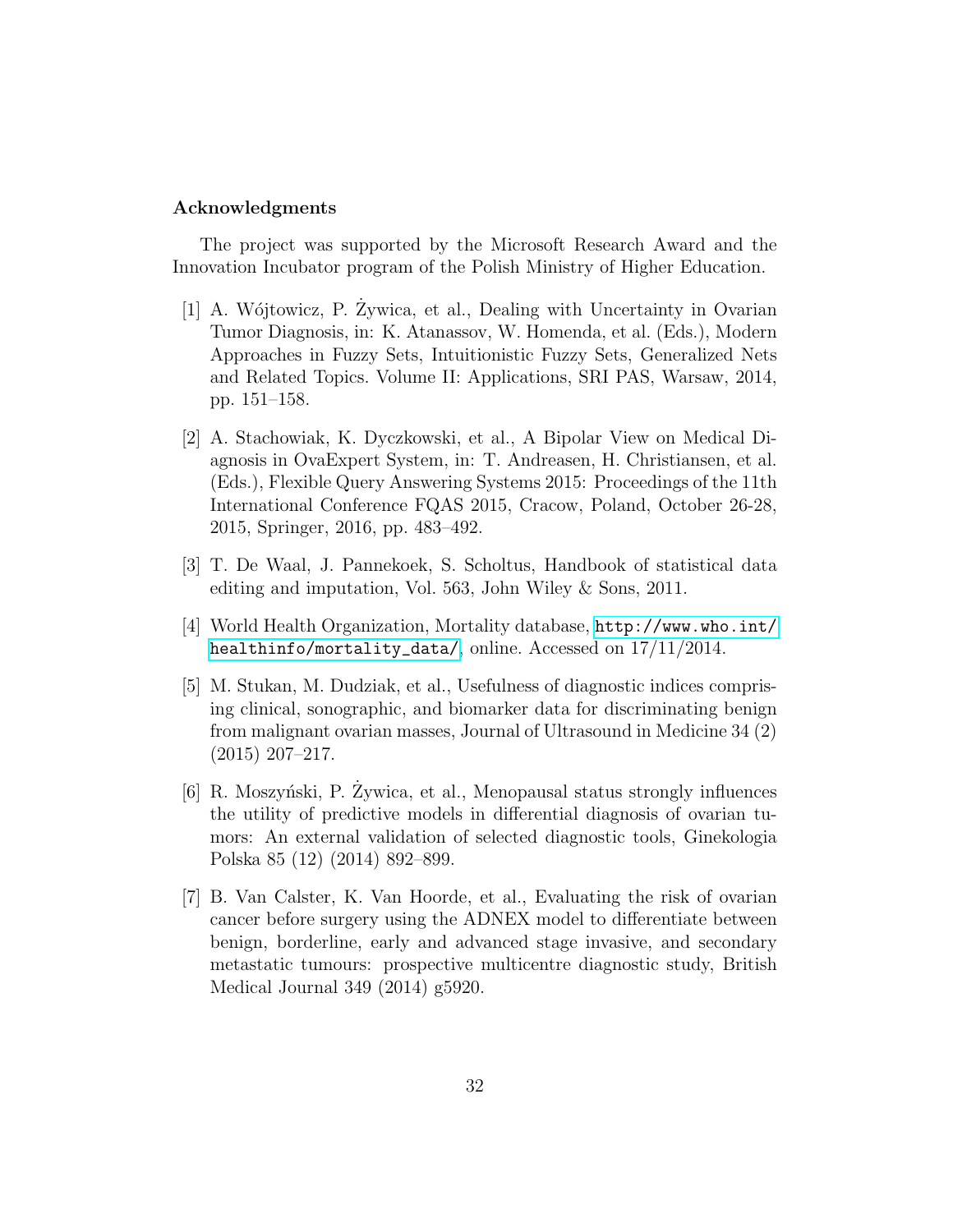## Acknowledgments

The project was supported by the Microsoft Research Award and the Innovation Incubator program of the Polish Ministry of Higher Education.

[1] A. Wójtowicz, P. Żywica, et al., Dealing with Uncertainty in Ovarian Tumor Diagnosis, in: K. Atanassov, W. Homenda, et al. (Eds.), Modern Approaches in Fuzzy Sets, Intuitionistic Fuzzy Sets, Generalized Nets and Related Topics. Volume II: Applications, SRI PAS, Warsaw, 2014, pp. 151–158.

[2] A. Stachowiak, K. Dyczkowski, et al., A Bipolar View on Medical Diagnosis in OvaExpert System, in: T. Andreasen, H. Christiansen, et al. (Eds.), Flexible Query Answering Systems 2015: Proceedings of the 11th International Conference FQAS 2015, Cracow, Poland, October 26-28, 2015, Springer, 2016, pp. 483–492.

[3] T. De Waal, J. Pannekoek, S. Scholtus, Handbook of statistical data editing and imputation, Vol. 563, John Wiley & Sons, 2011.

[4] World Health Organization, Mortality database, http://www.who.int/healthinfo/mortality_data/, online. Accessed on 17/11/2014.

[5] M. Stukan, M. Dudziak, et al., Usefulness of diagnostic indices comprising clinical, sonographic, and biomarker data for discriminating benign from malignant ovarian masses, Journal of Ultrasound in Medicine 34 (2) (2015) 207–217.

[6] R. Moszyński, P. Żywica, et al., Menopausal status strongly influences the utility of predictive models in differential diagnosis of ovarian tumors: An external validation of selected diagnostic tools, Ginekologia Polska 85 (12) (2014) 892–899.

[7] B. Van Calster, K. Van Hoorde, et al., Evaluating the risk of ovarian cancer before surgery using the ADNEX model to differentiate between benign, borderline, early and advanced stage invasive, and secondary metastatic tumours: prospective multicentre diagnostic study, British Medical Journal 349 (2014) g5920.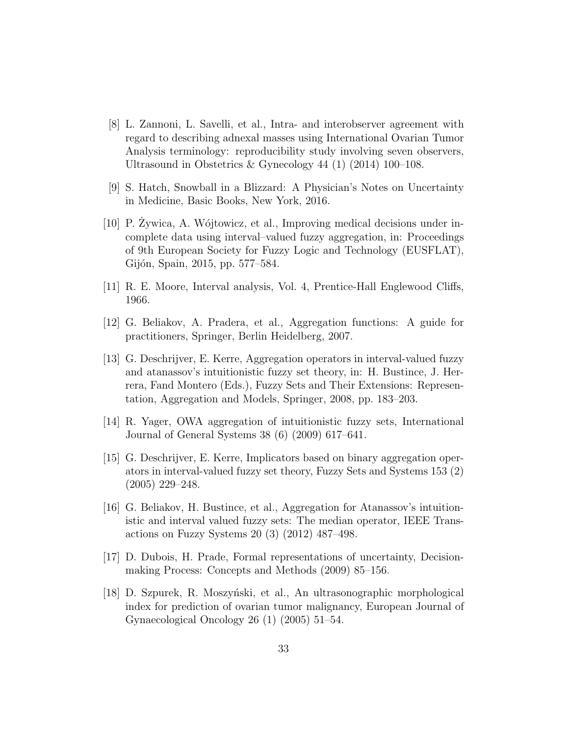[8] L. Zannoni, L. Savelli, et al., Intra- and interobserver agreement with regard to describing adnexal masses using International Ovarian Tumor Analysis terminology: reproducibility study involving seven observers, Ultrasound in Obstetrics & Gynecology 44 (1) (2014) 100–108.

[9] S. Hatch, Snowball in a Blizzard: A Physician's Notes on Uncertainty in Medicine, Basic Books, New York, 2016.

[10] P. Żywica, A. Wójtowicz, et al., Improving medical decisions under incomplete data using interval–valued fuzzy aggregation, in: Proceedings of 9th European Society for Fuzzy Logic and Technology (EUSFLAT), Gijón, Spain, 2015, pp. 577–584.

[11] R. E. Moore, Interval analysis, Vol. 4, Prentice-Hall Englewood Cliffs, 1966.

[12] G. Beliakov, A. Pradera, et al., Aggregation functions: A guide for practitioners, Springer, Berlin Heidelberg, 2007.

[13] G. Deschrijver, E. Kerre, Aggregation operators in interval-valued fuzzy and atanassov's intuitionistic fuzzy set theory, in: H. Bustince, J. Herrera, Fand Montero (Eds.), Fuzzy Sets and Their Extensions: Representation, Aggregation and Models, Springer, 2008, pp. 183–203.

[14] R. Yager, OWA aggregation of intuitionistic fuzzy sets, International Journal of General Systems 38 (6) (2009) 617–641.

[15] G. Deschrijver, E. Kerre, Implicators based on binary aggregation operators in interval-valued fuzzy set theory, Fuzzy Sets and Systems 153 (2) (2005) 229–248.

[16] G. Beliakov, H. Bustince, et al., Aggregation for Atanassov's intuitionistic and interval valued fuzzy sets: The median operator, IEEE Transactions on Fuzzy Systems 20 (3) (2012) 487–498.

[17] D. Dubois, H. Prade, Formal representations of uncertainty, Decision-making Process: Concepts and Methods (2009) 85–156.

[18] D. Szpurek, R. Moszyński, et al., An ultrasonographic morphological index for prediction of ovarian tumor malignancy, European Journal of Gynaecological Oncology 26 (1) (2005) 51–54.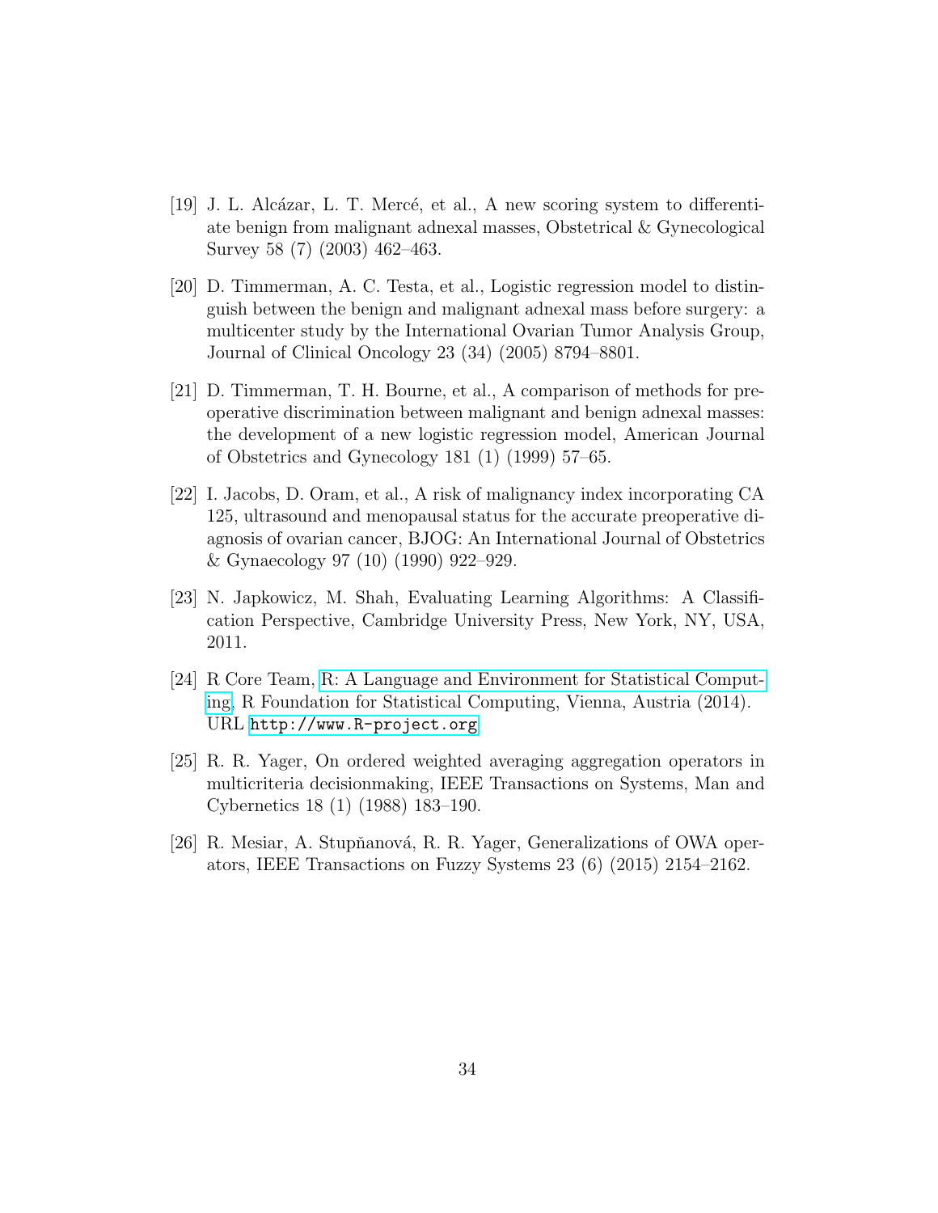[19] J. L. Alcázar, L. T. Mercé, et al., A new scoring system to differentiate benign from malignant adnexal masses, Obstetrical & Gynecological Survey 58 (7) (2003) 462–463.

[20] D. Timmerman, A. C. Testa, et al., Logistic regression model to distinguish between the benign and malignant adnexal mass before surgery: a multicenter study by the International Ovarian Tumor Analysis Group, Journal of Clinical Oncology 23 (34) (2005) 8794–8801.

[21] D. Timmerman, T. H. Bourne, et al., A comparison of methods for preoperative discrimination between malignant and benign adnexal masses: the development of a new logistic regression model, American Journal of Obstetrics and Gynecology 181 (1) (1999) 57–65.

[22] I. Jacobs, D. Oram, et al., A risk of malignancy index incorporating CA 125, ultrasound and menopausal status for the accurate preoperative diagnosis of ovarian cancer, BJOG: An International Journal of Obstetrics & Gynaecology 97 (10) (1990) 922–929.

[23] N. Japkowicz, M. Shah, Evaluating Learning Algorithms: A Classification Perspective, Cambridge University Press, New York, NY, USA, 2011.

[24] R Core Team, R: A Language and Environment for Statistical Computing, R Foundation for Statistical Computing, Vienna, Austria (2014). URL `http://www.R-project.org`

[25] R. R. Yager, On ordered weighted averaging aggregation operators in multicriteria decisionmaking, IEEE Transactions on Systems, Man and Cybernetics 18 (1) (1988) 183–190.

[26] R. Mesiar, A. Stupňanová, R. R. Yager, Generalizations of OWA operators, IEEE Transactions on Fuzzy Systems 23 (6) (2015) 2154–2162.